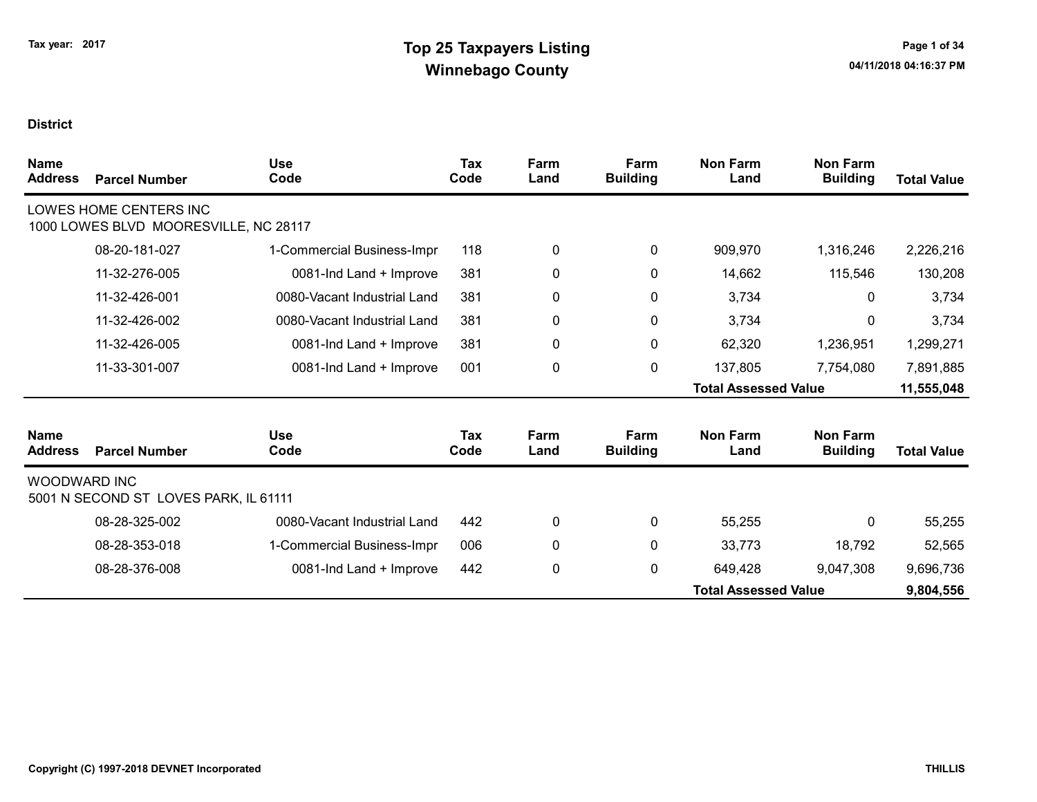Tax year: 2017

# Top 25 Taxpayers Listing
## Winnebago County

**District**

| Name / Address | Parcel Number | Use Code | Tax Code | Farm Land | Farm Building | Non Farm Land | Non Farm Building | Total Value |
|---|---|---|---|---|---|---|---|---|
| LOWES HOME CENTERS INC<br>1000 LOWES BLVD MOORESVILLE, NC 28117 | | | | | | | | |
| | 08-20-181-027 | 1-Commercial Business-Impr | 118 | 0 | 0 | 909,970 | 1,316,246 | 2,226,216 |
| | 11-32-276-005 | 0081-Ind Land + Improve | 381 | 0 | 0 | 14,662 | 115,546 | 130,208 |
| | 11-32-426-001 | 0080-Vacant Industrial Land | 381 | 0 | 0 | 3,734 | 0 | 3,734 |
| | 11-32-426-002 | 0080-Vacant Industrial Land | 381 | 0 | 0 | 3,734 | 0 | 3,734 |
| | 11-32-426-005 | 0081-Ind Land + Improve | 381 | 0 | 0 | 62,320 | 1,236,951 | 1,299,271 |
| | 11-33-301-007 | 0081-Ind Land + Improve | 001 | 0 | 0 | 137,805 | 7,754,080 | 7,891,885 |
| | | | | | | **Total Assessed Value** | | **11,555,048** |

| Name / Address | Parcel Number | Use Code | Tax Code | Farm Land | Farm Building | Non Farm Land | Non Farm Building | Total Value |
|---|---|---|---|---|---|---|---|---|
| WOODWARD INC<br>5001 N SECOND ST LOVES PARK, IL 61111 | | | | | | | | |
| | 08-28-325-002 | 0080-Vacant Industrial Land | 442 | 0 | 0 | 55,255 | 0 | 55,255 |
| | 08-28-353-018 | 1-Commercial Business-Impr | 006 | 0 | 0 | 33,773 | 18,792 | 52,565 |
| | 08-28-376-008 | 0081-Ind Land + Improve | 442 | 0 | 0 | 649,428 | 9,047,308 | 9,696,736 |
| | | | | | | **Total Assessed Value** | | **9,804,556** |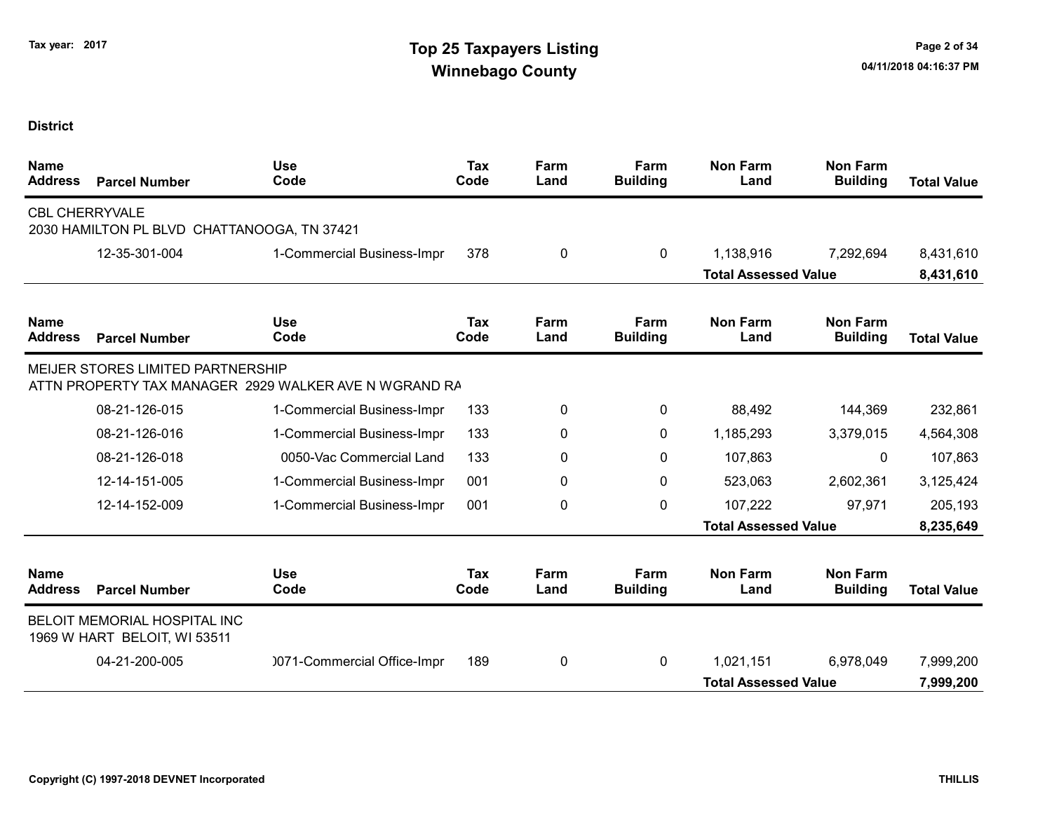# Top 25 Taxpayers Listing

## Winnebago County

Tax year: 2017

**District**

| Name / Address | Parcel Number | Use Code | Tax Code | Farm Land | Farm Building | Non Farm Land | Non Farm Building | Total Value |
|---|---|---|---|---|---|---|---|---|
| CBL CHERRYVALE<br>2030 HAMILTON PL BLVD CHATTANOOGA, TN 37421 | | | | | | | | |
| | 12-35-301-004 | 1-Commercial Business-Impr | 378 | 0 | 0 | 1,138,916 | 7,292,694 | 8,431,610 |
| | | | | | | **Total Assessed Value** | | **8,431,610** |

| Name / Address | Parcel Number | Use Code | Tax Code | Farm Land | Farm Building | Non Farm Land | Non Farm Building | Total Value |
|---|---|---|---|---|---|---|---|---|
| MEIJER STORES LIMITED PARTNERSHIP<br>ATTN PROPERTY TAX MANAGER 2929 WALKER AVE N WGRAND RA | | | | | | | | |
| | 08-21-126-015 | 1-Commercial Business-Impr | 133 | 0 | 0 | 88,492 | 144,369 | 232,861 |
| | 08-21-126-016 | 1-Commercial Business-Impr | 133 | 0 | 0 | 1,185,293 | 3,379,015 | 4,564,308 |
| | 08-21-126-018 | 0050-Vac Commercial Land | 133 | 0 | 0 | 107,863 | 0 | 107,863 |
| | 12-14-151-005 | 1-Commercial Business-Impr | 001 | 0 | 0 | 523,063 | 2,602,361 | 3,125,424 |
| | 12-14-152-009 | 1-Commercial Business-Impr | 001 | 0 | 0 | 107,222 | 97,971 | 205,193 |
| | | | | | | **Total Assessed Value** | | **8,235,649** |

| Name / Address | Parcel Number | Use Code | Tax Code | Farm Land | Farm Building | Non Farm Land | Non Farm Building | Total Value |
|---|---|---|---|---|---|---|---|---|
| BELOIT MEMORIAL HOSPITAL INC<br>1969 W HART BELOIT, WI 53511 | | | | | | | | |
| | 04-21-200-005 | )071-Commercial Office-Impr | 189 | 0 | 0 | 1,021,151 | 6,978,049 | 7,999,200 |
| | | | | | | **Total Assessed Value** | | **7,999,200** |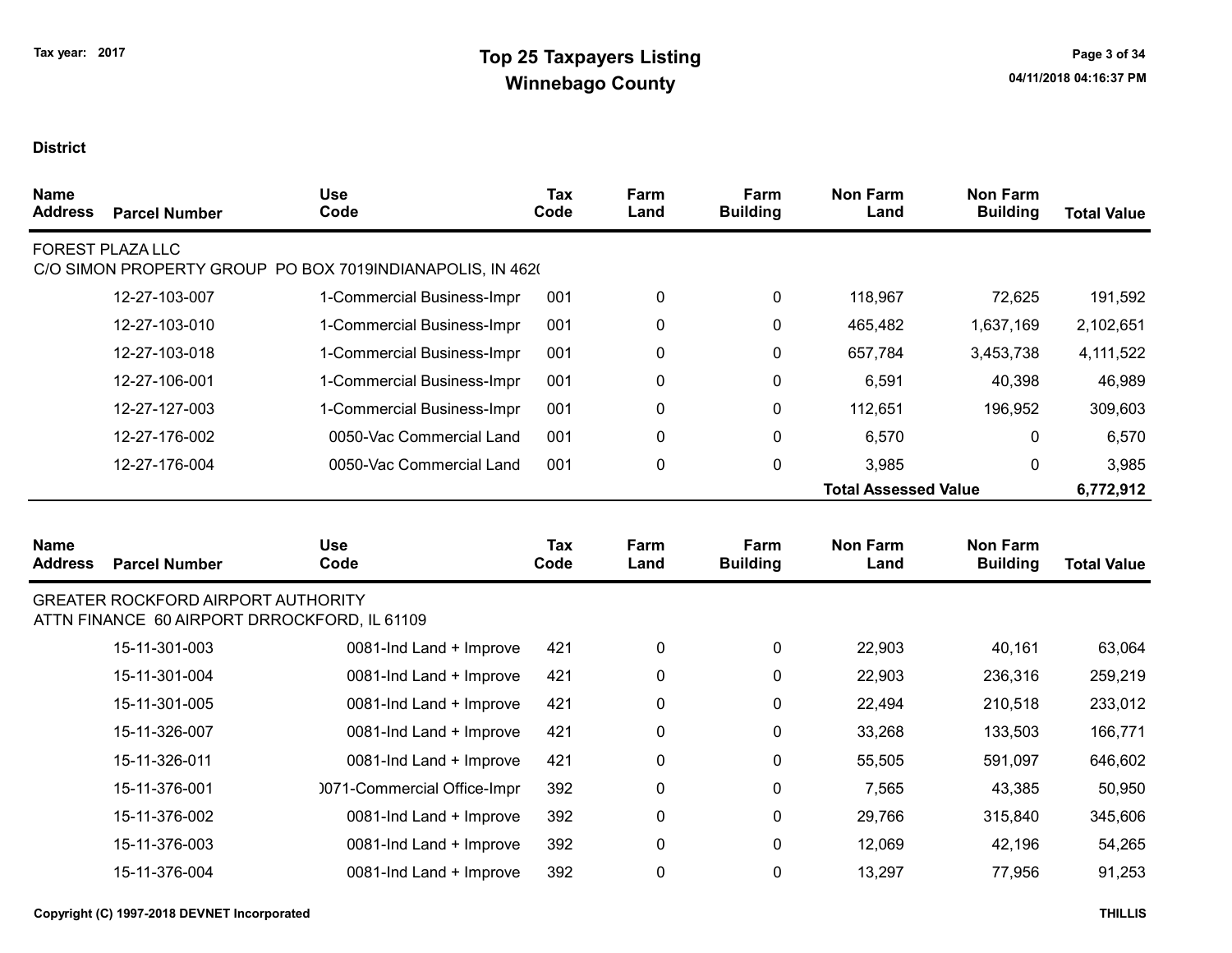Tax year: 2017

# Top 25 Taxpayers Listing
## Winnebago County

04/11/2018 04:16:37 PM

**District**

| Name Address | Parcel Number | Use Code | Tax Code | Farm Land | Farm Building | Non Farm Land | Non Farm Building | Total Value |
|---|---|---|---|---|---|---|---|---|
| FOREST PLAZA LLC | | | | | | | | |
| C/O SIMON PROPERTY GROUP PO BOX 7019INDIANAPOLIS, IN 462( | | | | | | | | |
| | 12-27-103-007 | 1-Commercial Business-Impr | 001 | 0 | 0 | 118,967 | 72,625 | 191,592 |
| | 12-27-103-010 | 1-Commercial Business-Impr | 001 | 0 | 0 | 465,482 | 1,637,169 | 2,102,651 |
| | 12-27-103-018 | 1-Commercial Business-Impr | 001 | 0 | 0 | 657,784 | 3,453,738 | 4,111,522 |
| | 12-27-106-001 | 1-Commercial Business-Impr | 001 | 0 | 0 | 6,591 | 40,398 | 46,989 |
| | 12-27-127-003 | 1-Commercial Business-Impr | 001 | 0 | 0 | 112,651 | 196,952 | 309,603 |
| | 12-27-176-002 | 0050-Vac Commercial Land | 001 | 0 | 0 | 6,570 | 0 | 6,570 |
| | 12-27-176-004 | 0050-Vac Commercial Land | 001 | 0 | 0 | 3,985 | 0 | 3,985 |
| | | | | | | **Total Assessed Value** | | **6,772,912** |

| Name Address | Parcel Number | Use Code | Tax Code | Farm Land | Farm Building | Non Farm Land | Non Farm Building | Total Value |
|---|---|---|---|---|---|---|---|---|
| GREATER ROCKFORD AIRPORT AUTHORITY | | | | | | | | |
| ATTN FINANCE 60 AIRPORT DRROCKFORD, IL 61109 | | | | | | | | |
| | 15-11-301-003 | 0081-Ind Land + Improve | 421 | 0 | 0 | 22,903 | 40,161 | 63,064 |
| | 15-11-301-004 | 0081-Ind Land + Improve | 421 | 0 | 0 | 22,903 | 236,316 | 259,219 |
| | 15-11-301-005 | 0081-Ind Land + Improve | 421 | 0 | 0 | 22,494 | 210,518 | 233,012 |
| | 15-11-326-007 | 0081-Ind Land + Improve | 421 | 0 | 0 | 33,268 | 133,503 | 166,771 |
| | 15-11-326-011 | 0081-Ind Land + Improve | 421 | 0 | 0 | 55,505 | 591,097 | 646,602 |
| | 15-11-376-001 | )071-Commercial Office-Impr | 392 | 0 | 0 | 7,565 | 43,385 | 50,950 |
| | 15-11-376-002 | 0081-Ind Land + Improve | 392 | 0 | 0 | 29,766 | 315,840 | 345,606 |
| | 15-11-376-003 | 0081-Ind Land + Improve | 392 | 0 | 0 | 12,069 | 42,196 | 54,265 |
| | 15-11-376-004 | 0081-Ind Land + Improve | 392 | 0 | 0 | 13,297 | 77,956 | 91,253 |

Copyright (C) 1997-2018 DEVNET Incorporated

THILLIS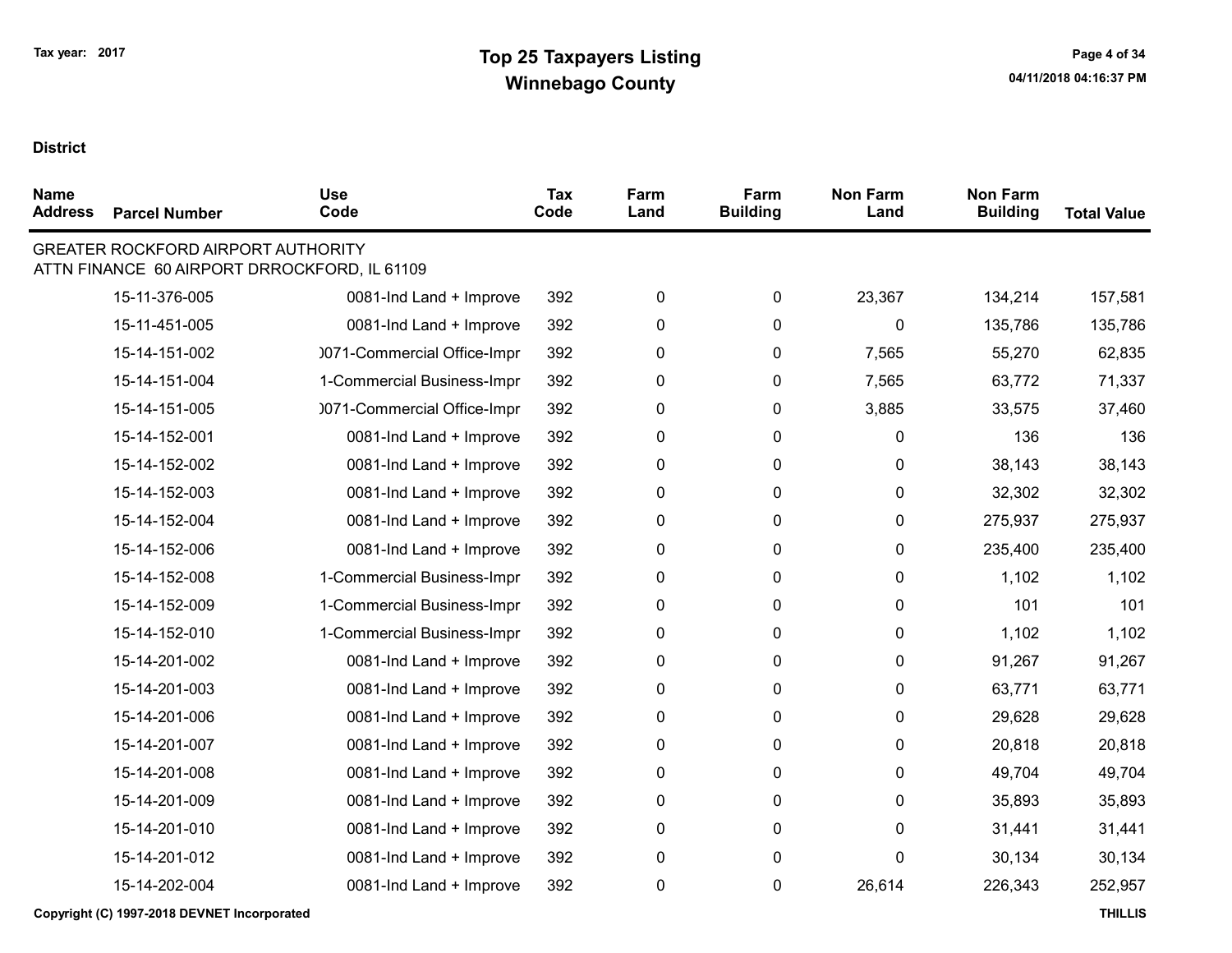# Top 25 Taxpayers Listing
## Winnebago County

Tax year: 2017

**District**

| Name Address | Parcel Number | Use Code | Tax Code | Farm Land | Farm Building | Non Farm Land | Non Farm Building | Total Value |
|---|---|---|---|---|---|---|---|---|
| GREATER ROCKFORD AIRPORT AUTHORITY<br>ATTN FINANCE 60 AIRPORT DRROCKFORD, IL 61109 | | | | | | | | |
| | 15-11-376-005 | 0081-Ind Land + Improve | 392 | 0 | 0 | 23,367 | 134,214 | 157,581 |
| | 15-11-451-005 | 0081-Ind Land + Improve | 392 | 0 | 0 | 0 | 135,786 | 135,786 |
| | 15-14-151-002 | )071-Commercial Office-Impr | 392 | 0 | 0 | 7,565 | 55,270 | 62,835 |
| | 15-14-151-004 | 1-Commercial Business-Impr | 392 | 0 | 0 | 7,565 | 63,772 | 71,337 |
| | 15-14-151-005 | )071-Commercial Office-Impr | 392 | 0 | 0 | 3,885 | 33,575 | 37,460 |
| | 15-14-152-001 | 0081-Ind Land + Improve | 392 | 0 | 0 | 0 | 136 | 136 |
| | 15-14-152-002 | 0081-Ind Land + Improve | 392 | 0 | 0 | 0 | 38,143 | 38,143 |
| | 15-14-152-003 | 0081-Ind Land + Improve | 392 | 0 | 0 | 0 | 32,302 | 32,302 |
| | 15-14-152-004 | 0081-Ind Land + Improve | 392 | 0 | 0 | 0 | 275,937 | 275,937 |
| | 15-14-152-006 | 0081-Ind Land + Improve | 392 | 0 | 0 | 0 | 235,400 | 235,400 |
| | 15-14-152-008 | 1-Commercial Business-Impr | 392 | 0 | 0 | 0 | 1,102 | 1,102 |
| | 15-14-152-009 | 1-Commercial Business-Impr | 392 | 0 | 0 | 0 | 101 | 101 |
| | 15-14-152-010 | 1-Commercial Business-Impr | 392 | 0 | 0 | 0 | 1,102 | 1,102 |
| | 15-14-201-002 | 0081-Ind Land + Improve | 392 | 0 | 0 | 0 | 91,267 | 91,267 |
| | 15-14-201-003 | 0081-Ind Land + Improve | 392 | 0 | 0 | 0 | 63,771 | 63,771 |
| | 15-14-201-006 | 0081-Ind Land + Improve | 392 | 0 | 0 | 0 | 29,628 | 29,628 |
| | 15-14-201-007 | 0081-Ind Land + Improve | 392 | 0 | 0 | 0 | 20,818 | 20,818 |
| | 15-14-201-008 | 0081-Ind Land + Improve | 392 | 0 | 0 | 0 | 49,704 | 49,704 |
| | 15-14-201-009 | 0081-Ind Land + Improve | 392 | 0 | 0 | 0 | 35,893 | 35,893 |
| | 15-14-201-010 | 0081-Ind Land + Improve | 392 | 0 | 0 | 0 | 31,441 | 31,441 |
| | 15-14-201-012 | 0081-Ind Land + Improve | 392 | 0 | 0 | 0 | 30,134 | 30,134 |
| | 15-14-202-004 | 0081-Ind Land + Improve | 392 | 0 | 0 | 26,614 | 226,343 | 252,957 |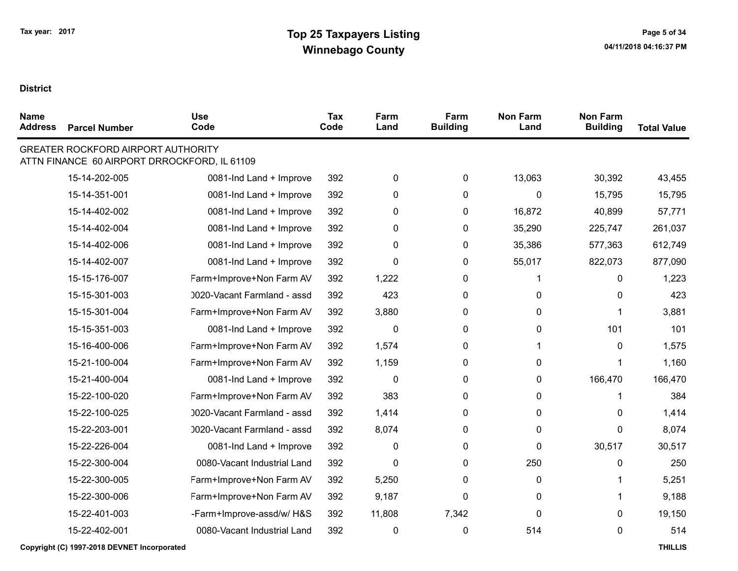# Top 25 Taxpayers Listing
## Winnebago County

Tax year: 2017

04/11/2018 04:16:37 PM

**District**

| Name Address | Parcel Number | Use Code | Tax Code | Farm Land | Farm Building | Non Farm Land | Non Farm Building | Total Value |
|---|---|---|---|---|---|---|---|---|
| GREATER ROCKFORD AIRPORT AUTHORITY ATTN FINANCE 60 AIRPORT DRROCKFORD, IL 61109 | | | | | | | | |
| | 15-14-202-005 | 0081-Ind Land + Improve | 392 | 0 | 0 | 13,063 | 30,392 | 43,455 |
| | 15-14-351-001 | 0081-Ind Land + Improve | 392 | 0 | 0 | 0 | 15,795 | 15,795 |
| | 15-14-402-002 | 0081-Ind Land + Improve | 392 | 0 | 0 | 16,872 | 40,899 | 57,771 |
| | 15-14-402-004 | 0081-Ind Land + Improve | 392 | 0 | 0 | 35,290 | 225,747 | 261,037 |
| | 15-14-402-006 | 0081-Ind Land + Improve | 392 | 0 | 0 | 35,386 | 577,363 | 612,749 |
| | 15-14-402-007 | 0081-Ind Land + Improve | 392 | 0 | 0 | 55,017 | 822,073 | 877,090 |
| | 15-15-176-007 | Farm+Improve+Non Farm AV | 392 | 1,222 | 0 | 1 | 0 | 1,223 |
| | 15-15-301-003 | 0020-Vacant Farmland - assd | 392 | 423 | 0 | 0 | 0 | 423 |
| | 15-15-301-004 | Farm+Improve+Non Farm AV | 392 | 3,880 | 0 | 0 | 1 | 3,881 |
| | 15-15-351-003 | 0081-Ind Land + Improve | 392 | 0 | 0 | 0 | 101 | 101 |
| | 15-16-400-006 | Farm+Improve+Non Farm AV | 392 | 1,574 | 0 | 1 | 0 | 1,575 |
| | 15-21-100-004 | Farm+Improve+Non Farm AV | 392 | 1,159 | 0 | 0 | 1 | 1,160 |
| | 15-21-400-004 | 0081-Ind Land + Improve | 392 | 0 | 0 | 0 | 166,470 | 166,470 |
| | 15-22-100-020 | Farm+Improve+Non Farm AV | 392 | 383 | 0 | 0 | 1 | 384 |
| | 15-22-100-025 | 0020-Vacant Farmland - assd | 392 | 1,414 | 0 | 0 | 0 | 1,414 |
| | 15-22-203-001 | 0020-Vacant Farmland - assd | 392 | 8,074 | 0 | 0 | 0 | 8,074 |
| | 15-22-226-004 | 0081-Ind Land + Improve | 392 | 0 | 0 | 0 | 30,517 | 30,517 |
| | 15-22-300-004 | 0080-Vacant Industrial Land | 392 | 0 | 0 | 250 | 0 | 250 |
| | 15-22-300-005 | Farm+Improve+Non Farm AV | 392 | 5,250 | 0 | 0 | 1 | 5,251 |
| | 15-22-300-006 | Farm+Improve+Non Farm AV | 392 | 9,187 | 0 | 0 | 1 | 9,188 |
| | 15-22-401-003 | -Farm+Improve-assd/w/ H&S | 392 | 11,808 | 7,342 | 0 | 0 | 19,150 |
| | 15-22-402-001 | 0080-Vacant Industrial Land | 392 | 0 | 0 | 514 | 0 | 514 |

Copyright (C) 1997-2018 DEVNET Incorporated

THILLIS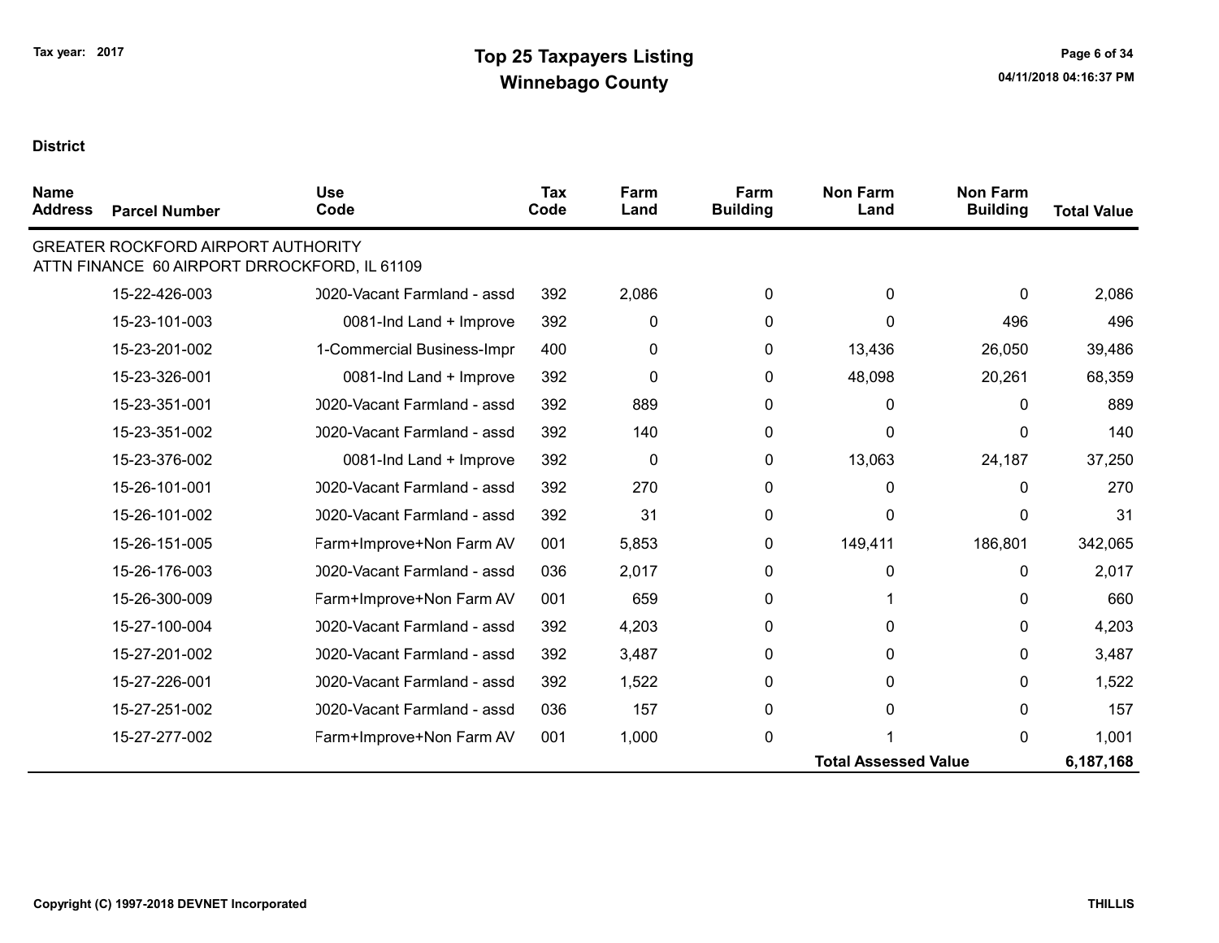Tax year: 2017

# Top 25 Taxpayers Listing
## Winnebago County

**District**

| Name Address | Parcel Number | Use Code | Tax Code | Farm Land | Farm Building | Non Farm Land | Non Farm Building | Total Value |
|---|---|---|---|---|---|---|---|---|
| GREATER ROCKFORD AIRPORT AUTHORITY<br>ATTN FINANCE 60 AIRPORT DRROCKFORD, IL 61109 | | | | | | | | |
| | 15-22-426-003 | 0020-Vacant Farmland - assd | 392 | 2,086 | 0 | 0 | 0 | 2,086 |
| | 15-23-101-003 | 0081-Ind Land + Improve | 392 | 0 | 0 | 0 | 496 | 496 |
| | 15-23-201-002 | 1-Commercial Business-Impr | 400 | 0 | 0 | 13,436 | 26,050 | 39,486 |
| | 15-23-326-001 | 0081-Ind Land + Improve | 392 | 0 | 0 | 48,098 | 20,261 | 68,359 |
| | 15-23-351-001 | 0020-Vacant Farmland - assd | 392 | 889 | 0 | 0 | 0 | 889 |
| | 15-23-351-002 | 0020-Vacant Farmland - assd | 392 | 140 | 0 | 0 | 0 | 140 |
| | 15-23-376-002 | 0081-Ind Land + Improve | 392 | 0 | 0 | 13,063 | 24,187 | 37,250 |
| | 15-26-101-001 | 0020-Vacant Farmland - assd | 392 | 270 | 0 | 0 | 0 | 270 |
| | 15-26-101-002 | 0020-Vacant Farmland - assd | 392 | 31 | 0 | 0 | 0 | 31 |
| | 15-26-151-005 | Farm+Improve+Non Farm AV | 001 | 5,853 | 0 | 149,411 | 186,801 | 342,065 |
| | 15-26-176-003 | 0020-Vacant Farmland - assd | 036 | 2,017 | 0 | 0 | 0 | 2,017 |
| | 15-26-300-009 | Farm+Improve+Non Farm AV | 001 | 659 | 0 | 1 | 0 | 660 |
| | 15-27-100-004 | 0020-Vacant Farmland - assd | 392 | 4,203 | 0 | 0 | 0 | 4,203 |
| | 15-27-201-002 | 0020-Vacant Farmland - assd | 392 | 3,487 | 0 | 0 | 0 | 3,487 |
| | 15-27-226-001 | 0020-Vacant Farmland - assd | 392 | 1,522 | 0 | 0 | 0 | 1,522 |
| | 15-27-251-002 | 0020-Vacant Farmland - assd | 036 | 157 | 0 | 0 | 0 | 157 |
| | 15-27-277-002 | Farm+Improve+Non Farm AV | 001 | 1,000 | 0 | 1 | 0 | 1,001 |
| | | | | | | **Total Assessed Value** | | **6,187,168** |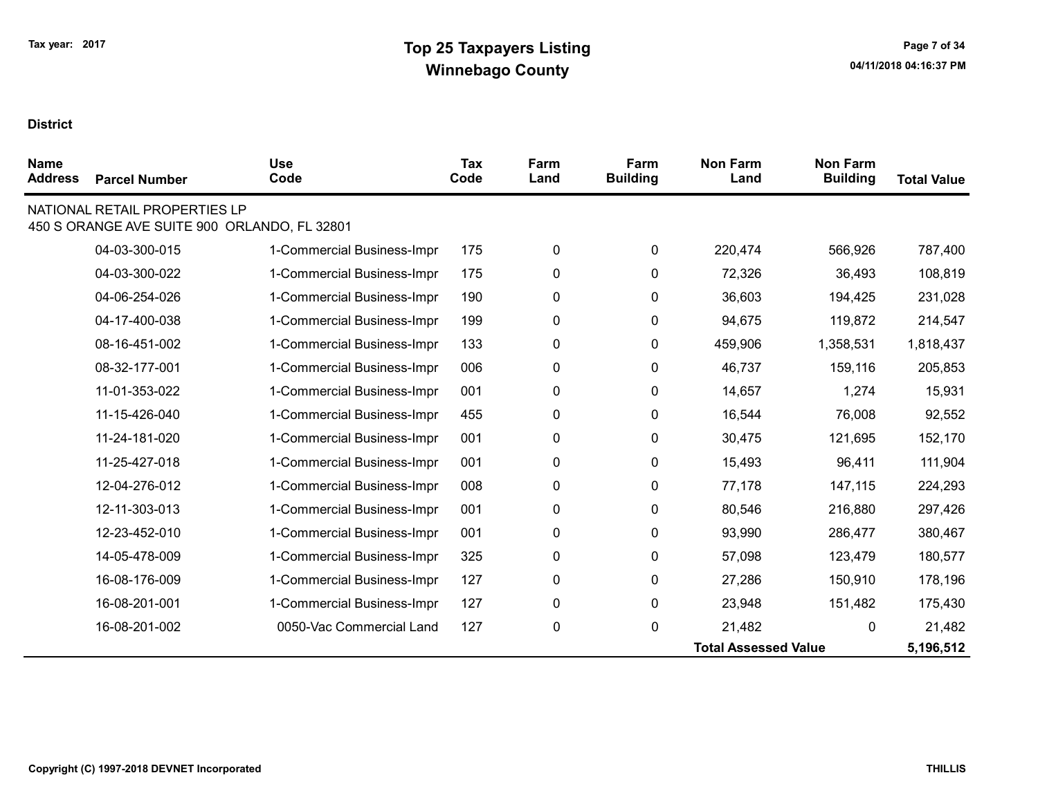# Top 25 Taxpayers Listing

## Winnebago County

Tax year: 2017

04/11/2018 04:16:37 PM

**District**

| Name Address | Parcel Number | Use Code | Tax Code | Farm Land | Farm Building | Non Farm Land | Non Farm Building | Total Value |
|---|---|---|---|---|---|---|---|---|
| NATIONAL RETAIL PROPERTIES LP<br>450 S ORANGE AVE SUITE 900 ORLANDO, FL 32801 | | | | | | | | |
| | 04-03-300-015 | 1-Commercial Business-Impr | 175 | 0 | 0 | 220,474 | 566,926 | 787,400 |
| | 04-03-300-022 | 1-Commercial Business-Impr | 175 | 0 | 0 | 72,326 | 36,493 | 108,819 |
| | 04-06-254-026 | 1-Commercial Business-Impr | 190 | 0 | 0 | 36,603 | 194,425 | 231,028 |
| | 04-17-400-038 | 1-Commercial Business-Impr | 199 | 0 | 0 | 94,675 | 119,872 | 214,547 |
| | 08-16-451-002 | 1-Commercial Business-Impr | 133 | 0 | 0 | 459,906 | 1,358,531 | 1,818,437 |
| | 08-32-177-001 | 1-Commercial Business-Impr | 006 | 0 | 0 | 46,737 | 159,116 | 205,853 |
| | 11-01-353-022 | 1-Commercial Business-Impr | 001 | 0 | 0 | 14,657 | 1,274 | 15,931 |
| | 11-15-426-040 | 1-Commercial Business-Impr | 455 | 0 | 0 | 16,544 | 76,008 | 92,552 |
| | 11-24-181-020 | 1-Commercial Business-Impr | 001 | 0 | 0 | 30,475 | 121,695 | 152,170 |
| | 11-25-427-018 | 1-Commercial Business-Impr | 001 | 0 | 0 | 15,493 | 96,411 | 111,904 |
| | 12-04-276-012 | 1-Commercial Business-Impr | 008 | 0 | 0 | 77,178 | 147,115 | 224,293 |
| | 12-11-303-013 | 1-Commercial Business-Impr | 001 | 0 | 0 | 80,546 | 216,880 | 297,426 |
| | 12-23-452-010 | 1-Commercial Business-Impr | 001 | 0 | 0 | 93,990 | 286,477 | 380,467 |
| | 14-05-478-009 | 1-Commercial Business-Impr | 325 | 0 | 0 | 57,098 | 123,479 | 180,577 |
| | 16-08-176-009 | 1-Commercial Business-Impr | 127 | 0 | 0 | 27,286 | 150,910 | 178,196 |
| | 16-08-201-001 | 1-Commercial Business-Impr | 127 | 0 | 0 | 23,948 | 151,482 | 175,430 |
| | 16-08-201-002 | 0050-Vac Commercial Land | 127 | 0 | 0 | 21,482 | 0 | 21,482 |
| | | | | | | **Total Assessed Value** | | **5,196,512** |

Copyright (C) 1997-2018 DEVNET Incorporated

THILLIS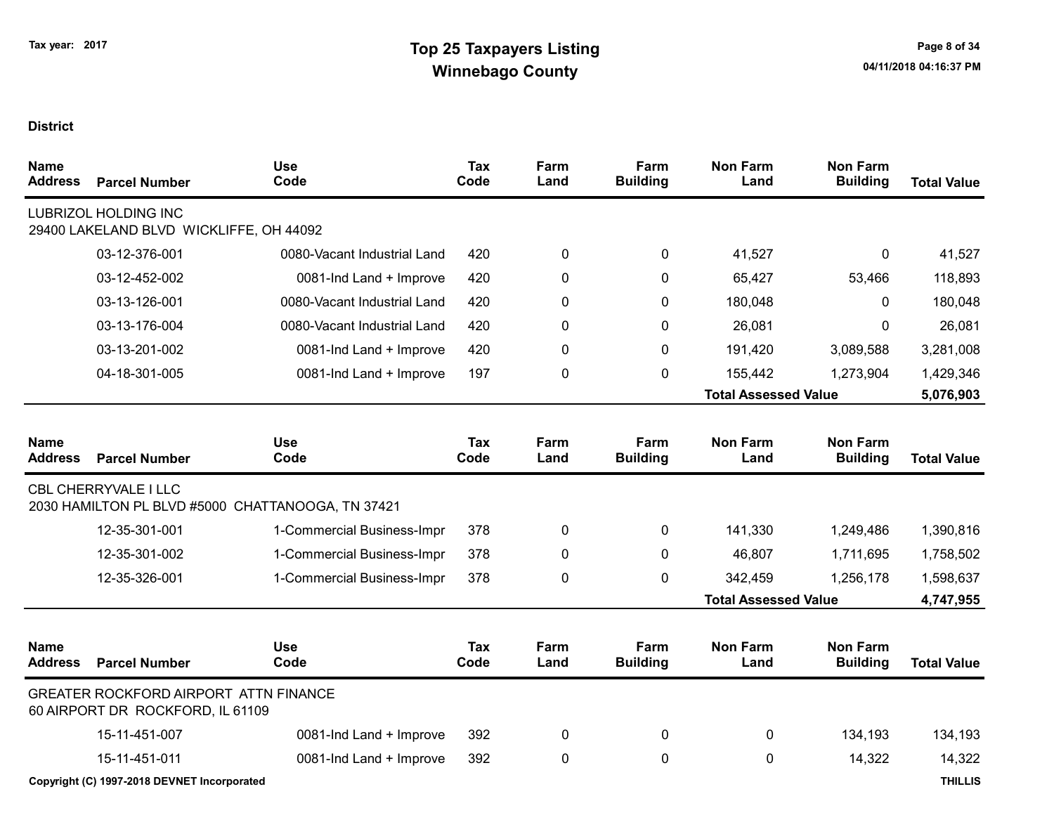**District**

| Name Address | Parcel Number | Use Code | Tax Code | Farm Land | Farm Building | Non Farm Land | Non Farm Building | Total Value |
|---|---|---|---|---|---|---|---|---|
| LUBRIZOL HOLDING INC<br>29400 LAKELAND BLVD WICKLIFFE, OH 44092 | | | | | | | | |
| | 03-12-376-001 | 0080-Vacant Industrial Land | 420 | 0 | 0 | 41,527 | 0 | 41,527 |
| | 03-12-452-002 | 0081-Ind Land + Improve | 420 | 0 | 0 | 65,427 | 53,466 | 118,893 |
| | 03-13-126-001 | 0080-Vacant Industrial Land | 420 | 0 | 0 | 180,048 | 0 | 180,048 |
| | 03-13-176-004 | 0080-Vacant Industrial Land | 420 | 0 | 0 | 26,081 | 0 | 26,081 |
| | 03-13-201-002 | 0081-Ind Land + Improve | 420 | 0 | 0 | 191,420 | 3,089,588 | 3,281,008 |
| | 04-18-301-005 | 0081-Ind Land + Improve | 197 | 0 | 0 | 155,442 | 1,273,904 | 1,429,346 |
| | | | | | | **Total Assessed Value** | | **5,076,903** |

| Name Address | Parcel Number | Use Code | Tax Code | Farm Land | Farm Building | Non Farm Land | Non Farm Building | Total Value |
|---|---|---|---|---|---|---|---|---|
| CBL CHERRYVALE I LLC<br>2030 HAMILTON PL BLVD #5000 CHATTANOOGA, TN 37421 | | | | | | | | |
| | 12-35-301-001 | 1-Commercial Business-Impr | 378 | 0 | 0 | 141,330 | 1,249,486 | 1,390,816 |
| | 12-35-301-002 | 1-Commercial Business-Impr | 378 | 0 | 0 | 46,807 | 1,711,695 | 1,758,502 |
| | 12-35-326-001 | 1-Commercial Business-Impr | 378 | 0 | 0 | 342,459 | 1,256,178 | 1,598,637 |
| | | | | | | **Total Assessed Value** | | **4,747,955** |

| Name Address | Parcel Number | Use Code | Tax Code | Farm Land | Farm Building | Non Farm Land | Non Farm Building | Total Value |
|---|---|---|---|---|---|---|---|---|
| GREATER ROCKFORD AIRPORT ATTN FINANCE<br>60 AIRPORT DR ROCKFORD, IL 61109 | | | | | | | | |
| | 15-11-451-007 | 0081-Ind Land + Improve | 392 | 0 | 0 | 0 | 134,193 | 134,193 |
| | 15-11-451-011 | 0081-Ind Land + Improve | 392 | 0 | 0 | 0 | 14,322 | 14,322 |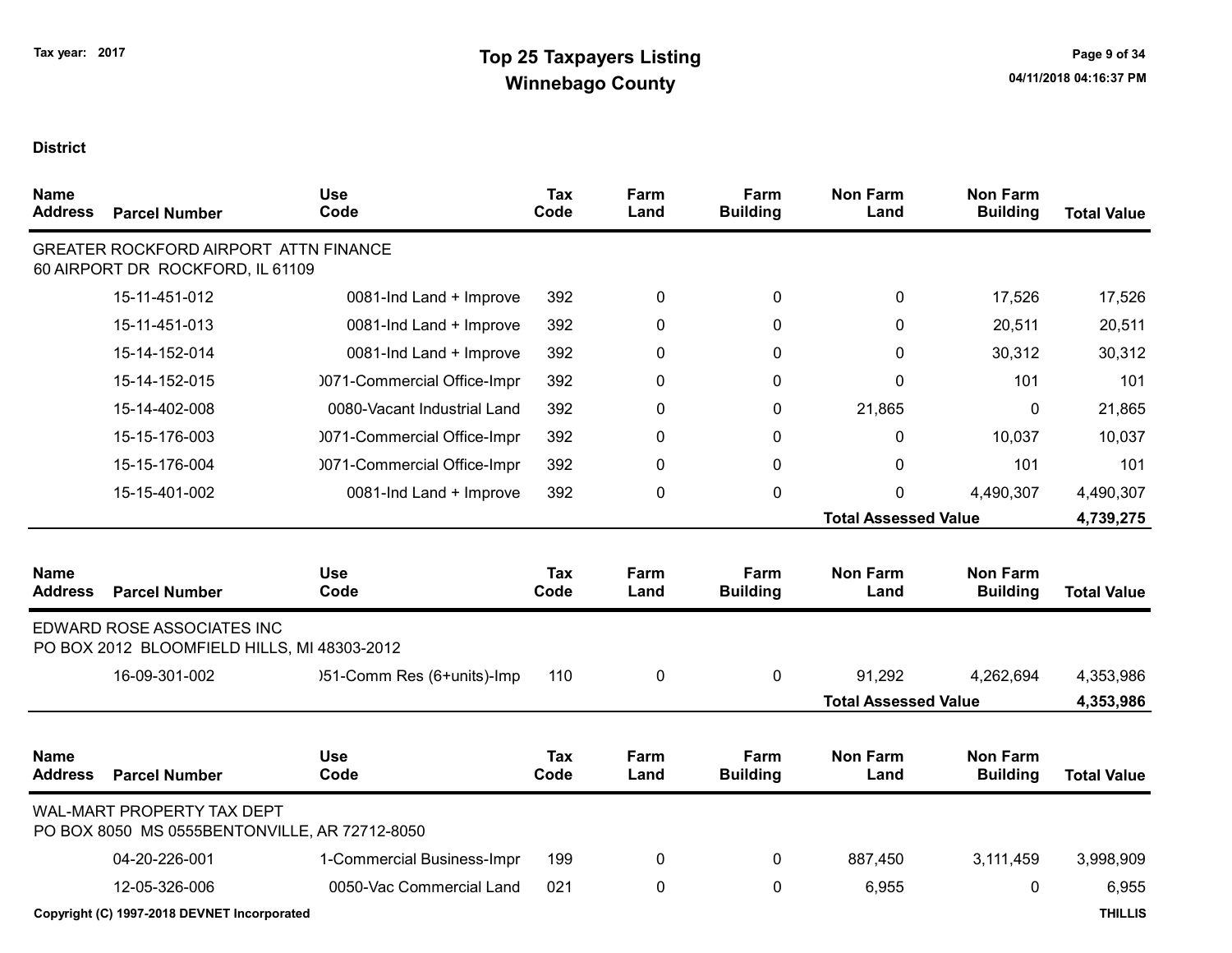Tax year: 2017

# Top 25 Taxpayers Listing
## Winnebago County

**District**

| Name Address | Parcel Number | Use Code | Tax Code | Farm Land | Farm Building | Non Farm Land | Non Farm Building | Total Value |
|---|---|---|---|---|---|---|---|---|
| GREATER ROCKFORD AIRPORT ATTN FINANCE 60 AIRPORT DR ROCKFORD, IL 61109 | | | | | | | | |
| | 15-11-451-012 | 0081-Ind Land + Improve | 392 | 0 | 0 | 0 | 17,526 | 17,526 |
| | 15-11-451-013 | 0081-Ind Land + Improve | 392 | 0 | 0 | 0 | 20,511 | 20,511 |
| | 15-14-152-014 | 0081-Ind Land + Improve | 392 | 0 | 0 | 0 | 30,312 | 30,312 |
| | 15-14-152-015 | )071-Commercial Office-Impr | 392 | 0 | 0 | 0 | 101 | 101 |
| | 15-14-402-008 | 0080-Vacant Industrial Land | 392 | 0 | 0 | 21,865 | 0 | 21,865 |
| | 15-15-176-003 | )071-Commercial Office-Impr | 392 | 0 | 0 | 0 | 10,037 | 10,037 |
| | 15-15-176-004 | )071-Commercial Office-Impr | 392 | 0 | 0 | 0 | 101 | 101 |
| | 15-15-401-002 | 0081-Ind Land + Improve | 392 | 0 | 0 | 0 | 4,490,307 | 4,490,307 |
| | | | | | | **Total Assessed Value** | | **4,739,275** |

| Name Address | Parcel Number | Use Code | Tax Code | Farm Land | Farm Building | Non Farm Land | Non Farm Building | Total Value |
|---|---|---|---|---|---|---|---|---|
| EDWARD ROSE ASSOCIATES INC PO BOX 2012 BLOOMFIELD HILLS, MI 48303-2012 | | | | | | | | |
| | 16-09-301-002 | )51-Comm Res (6+units)-Imp | 110 | 0 | 0 | 91,292 | 4,262,694 | 4,353,986 |
| | | | | | | **Total Assessed Value** | | **4,353,986** |

| Name Address | Parcel Number | Use Code | Tax Code | Farm Land | Farm Building | Non Farm Land | Non Farm Building | Total Value |
|---|---|---|---|---|---|---|---|---|
| WAL-MART PROPERTY TAX DEPT PO BOX 8050 MS 0555BENTONVILLE, AR 72712-8050 | | | | | | | | |
| | 04-20-226-001 | 1-Commercial Business-Impr | 199 | 0 | 0 | 887,450 | 3,111,459 | 3,998,909 |
| | 12-05-326-006 | 0050-Vac Commercial Land | 021 | 0 | 0 | 6,955 | 0 | 6,955 |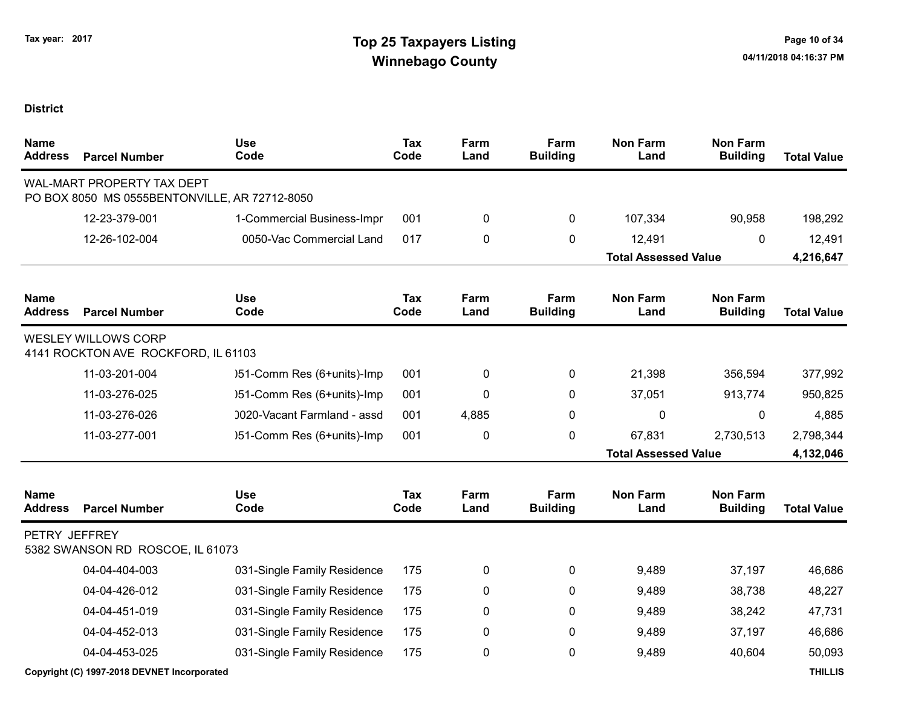Tax year: 2017

# Top 25 Taxpayers Listing
## Winnebago County

**District**

| Name / Address | Parcel Number | Use Code | Tax Code | Farm Land | Farm Building | Non Farm Land | Non Farm Building | Total Value |
|---|---|---|---|---|---|---|---|---|
| WAL-MART PROPERTY TAX DEPT<br>PO BOX 8050 MS 0555BENTONVILLE, AR 72712-8050 | | | | | | | | |
| | 12-23-379-001 | 1-Commercial Business-Impr | 001 | 0 | 0 | 107,334 | 90,958 | 198,292 |
| | 12-26-102-004 | 0050-Vac Commercial Land | 017 | 0 | 0 | 12,491 | 0 | 12,491 |
| | | | | | | **Total Assessed Value** | | **4,216,647** |

| Name / Address | Parcel Number | Use Code | Tax Code | Farm Land | Farm Building | Non Farm Land | Non Farm Building | Total Value |
|---|---|---|---|---|---|---|---|---|
| WESLEY WILLOWS CORP<br>4141 ROCKTON AVE ROCKFORD, IL 61103 | | | | | | | | |
| | 11-03-201-004 | )51-Comm Res (6+units)-Imp | 001 | 0 | 0 | 21,398 | 356,594 | 377,992 |
| | 11-03-276-025 | )51-Comm Res (6+units)-Imp | 001 | 0 | 0 | 37,051 | 913,774 | 950,825 |
| | 11-03-276-026 | )020-Vacant Farmland - assd | 001 | 4,885 | 0 | 0 | 0 | 4,885 |
| | 11-03-277-001 | )51-Comm Res (6+units)-Imp | 001 | 0 | 0 | 67,831 | 2,730,513 | 2,798,344 |
| | | | | | | **Total Assessed Value** | | **4,132,046** |

| Name / Address | Parcel Number | Use Code | Tax Code | Farm Land | Farm Building | Non Farm Land | Non Farm Building | Total Value |
|---|---|---|---|---|---|---|---|---|
| PETRY JEFFREY<br>5382 SWANSON RD ROSCOE, IL 61073 | | | | | | | | |
| | 04-04-404-003 | 031-Single Family Residence | 175 | 0 | 0 | 9,489 | 37,197 | 46,686 |
| | 04-04-426-012 | 031-Single Family Residence | 175 | 0 | 0 | 9,489 | 38,738 | 48,227 |
| | 04-04-451-019 | 031-Single Family Residence | 175 | 0 | 0 | 9,489 | 38,242 | 47,731 |
| | 04-04-452-013 | 031-Single Family Residence | 175 | 0 | 0 | 9,489 | 37,197 | 46,686 |
| | 04-04-453-025 | 031-Single Family Residence | 175 | 0 | 0 | 9,489 | 40,604 | 50,093 |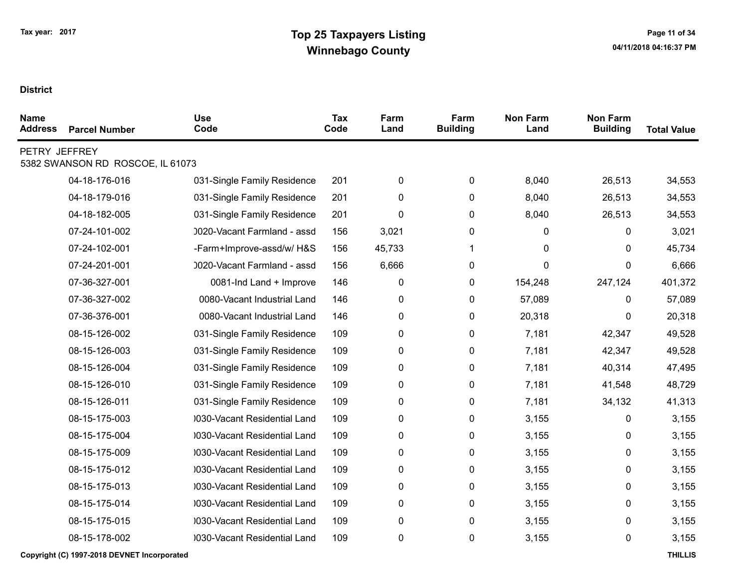Tax year: 2017

# Top 25 Taxpayers Listing
## Winnebago County

**District**

| Name Address | Parcel Number | Use Code | Tax Code | Farm Land | Farm Building | Non Farm Land | Non Farm Building | Total Value |
|---|---|---|---|---|---|---|---|---|
| PETRY JEFFREY<br>5382 SWANSON RD ROSCOE, IL 61073 | | | | | | | | |
| | 04-18-176-016 | 031-Single Family Residence | 201 | 0 | 0 | 8,040 | 26,513 | 34,553 |
| | 04-18-179-016 | 031-Single Family Residence | 201 | 0 | 0 | 8,040 | 26,513 | 34,553 |
| | 04-18-182-005 | 031-Single Family Residence | 201 | 0 | 0 | 8,040 | 26,513 | 34,553 |
| | 07-24-101-002 | )020-Vacant Farmland - assd | 156 | 3,021 | 0 | 0 | 0 | 3,021 |
| | 07-24-102-001 | -Farm+Improve-assd/w/ H&S | 156 | 45,733 | 1 | 0 | 0 | 45,734 |
| | 07-24-201-001 | )020-Vacant Farmland - assd | 156 | 6,666 | 0 | 0 | 0 | 6,666 |
| | 07-36-327-001 | 0081-Ind Land + Improve | 146 | 0 | 0 | 154,248 | 247,124 | 401,372 |
| | 07-36-327-002 | 0080-Vacant Industrial Land | 146 | 0 | 0 | 57,089 | 0 | 57,089 |
| | 07-36-376-001 | 0080-Vacant Industrial Land | 146 | 0 | 0 | 20,318 | 0 | 20,318 |
| | 08-15-126-002 | 031-Single Family Residence | 109 | 0 | 0 | 7,181 | 42,347 | 49,528 |
| | 08-15-126-003 | 031-Single Family Residence | 109 | 0 | 0 | 7,181 | 42,347 | 49,528 |
| | 08-15-126-004 | 031-Single Family Residence | 109 | 0 | 0 | 7,181 | 40,314 | 47,495 |
| | 08-15-126-010 | 031-Single Family Residence | 109 | 0 | 0 | 7,181 | 41,548 | 48,729 |
| | 08-15-126-011 | 031-Single Family Residence | 109 | 0 | 0 | 7,181 | 34,132 | 41,313 |
| | 08-15-175-003 | )030-Vacant Residential Land | 109 | 0 | 0 | 3,155 | 0 | 3,155 |
| | 08-15-175-004 | )030-Vacant Residential Land | 109 | 0 | 0 | 3,155 | 0 | 3,155 |
| | 08-15-175-009 | )030-Vacant Residential Land | 109 | 0 | 0 | 3,155 | 0 | 3,155 |
| | 08-15-175-012 | )030-Vacant Residential Land | 109 | 0 | 0 | 3,155 | 0 | 3,155 |
| | 08-15-175-013 | )030-Vacant Residential Land | 109 | 0 | 0 | 3,155 | 0 | 3,155 |
| | 08-15-175-014 | )030-Vacant Residential Land | 109 | 0 | 0 | 3,155 | 0 | 3,155 |
| | 08-15-175-015 | )030-Vacant Residential Land | 109 | 0 | 0 | 3,155 | 0 | 3,155 |
| | 08-15-178-002 | )030-Vacant Residential Land | 109 | 0 | 0 | 3,155 | 0 | 3,155 |

Copyright (C) 1997-2018 DEVNET Incorporated THILLIS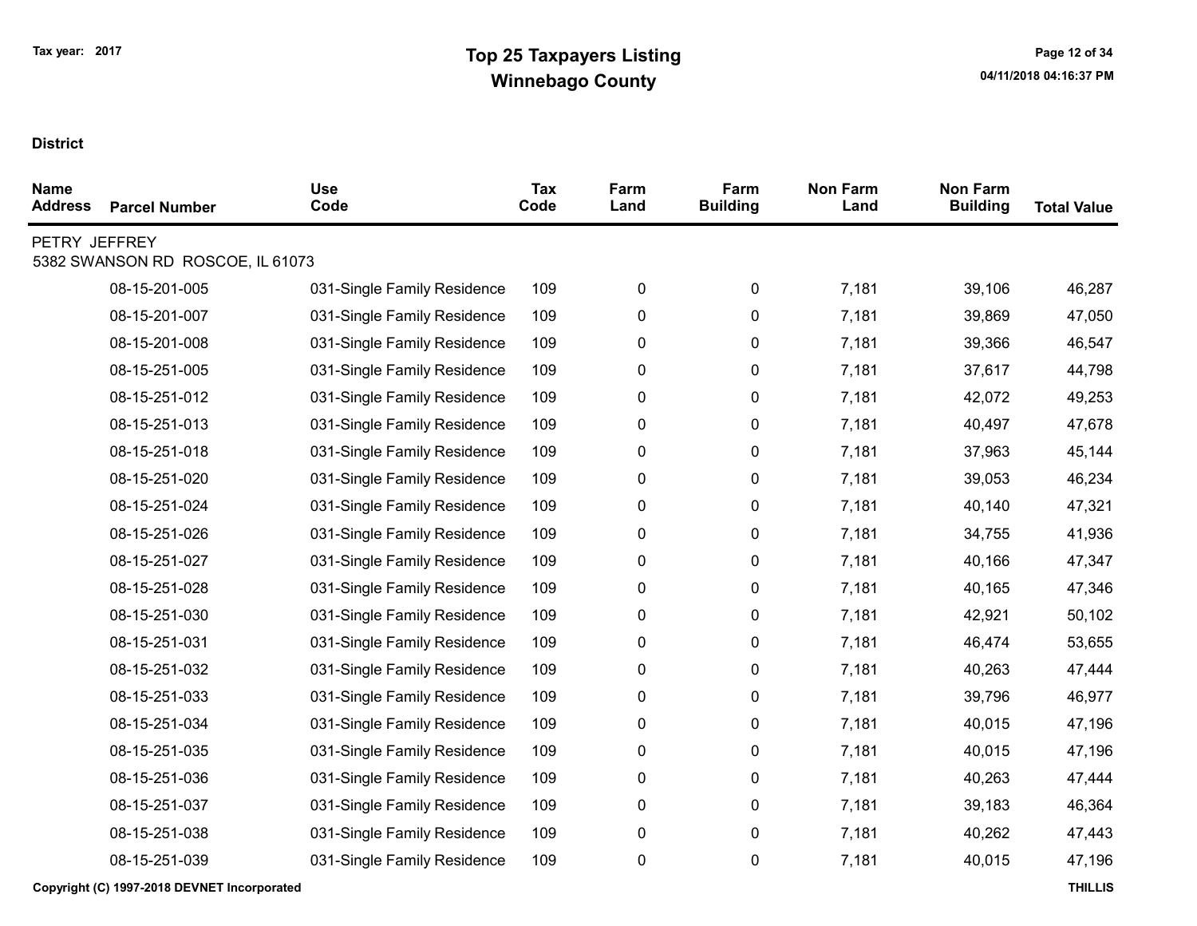# Top 25 Taxpayers Listing

## Winnebago County

Tax year: 2017

**District**

| Name / Address | Parcel Number | Use Code | Tax Code | Farm Land | Farm Building | Non Farm Land | Non Farm Building | Total Value |
|---|---|---|---|---|---|---|---|---|
| PETRY JEFFREY<br>5382 SWANSON RD ROSCOE, IL 61073 | | | | | | | | |
| | 08-15-201-005 | 031-Single Family Residence | 109 | 0 | 0 | 7,181 | 39,106 | 46,287 |
| | 08-15-201-007 | 031-Single Family Residence | 109 | 0 | 0 | 7,181 | 39,869 | 47,050 |
| | 08-15-201-008 | 031-Single Family Residence | 109 | 0 | 0 | 7,181 | 39,366 | 46,547 |
| | 08-15-251-005 | 031-Single Family Residence | 109 | 0 | 0 | 7,181 | 37,617 | 44,798 |
| | 08-15-251-012 | 031-Single Family Residence | 109 | 0 | 0 | 7,181 | 42,072 | 49,253 |
| | 08-15-251-013 | 031-Single Family Residence | 109 | 0 | 0 | 7,181 | 40,497 | 47,678 |
| | 08-15-251-018 | 031-Single Family Residence | 109 | 0 | 0 | 7,181 | 37,963 | 45,144 |
| | 08-15-251-020 | 031-Single Family Residence | 109 | 0 | 0 | 7,181 | 39,053 | 46,234 |
| | 08-15-251-024 | 031-Single Family Residence | 109 | 0 | 0 | 7,181 | 40,140 | 47,321 |
| | 08-15-251-026 | 031-Single Family Residence | 109 | 0 | 0 | 7,181 | 34,755 | 41,936 |
| | 08-15-251-027 | 031-Single Family Residence | 109 | 0 | 0 | 7,181 | 40,166 | 47,347 |
| | 08-15-251-028 | 031-Single Family Residence | 109 | 0 | 0 | 7,181 | 40,165 | 47,346 |
| | 08-15-251-030 | 031-Single Family Residence | 109 | 0 | 0 | 7,181 | 42,921 | 50,102 |
| | 08-15-251-031 | 031-Single Family Residence | 109 | 0 | 0 | 7,181 | 46,474 | 53,655 |
| | 08-15-251-032 | 031-Single Family Residence | 109 | 0 | 0 | 7,181 | 40,263 | 47,444 |
| | 08-15-251-033 | 031-Single Family Residence | 109 | 0 | 0 | 7,181 | 39,796 | 46,977 |
| | 08-15-251-034 | 031-Single Family Residence | 109 | 0 | 0 | 7,181 | 40,015 | 47,196 |
| | 08-15-251-035 | 031-Single Family Residence | 109 | 0 | 0 | 7,181 | 40,015 | 47,196 |
| | 08-15-251-036 | 031-Single Family Residence | 109 | 0 | 0 | 7,181 | 40,263 | 47,444 |
| | 08-15-251-037 | 031-Single Family Residence | 109 | 0 | 0 | 7,181 | 39,183 | 46,364 |
| | 08-15-251-038 | 031-Single Family Residence | 109 | 0 | 0 | 7,181 | 40,262 | 47,443 |
| | 08-15-251-039 | 031-Single Family Residence | 109 | 0 | 0 | 7,181 | 40,015 | 47,196 |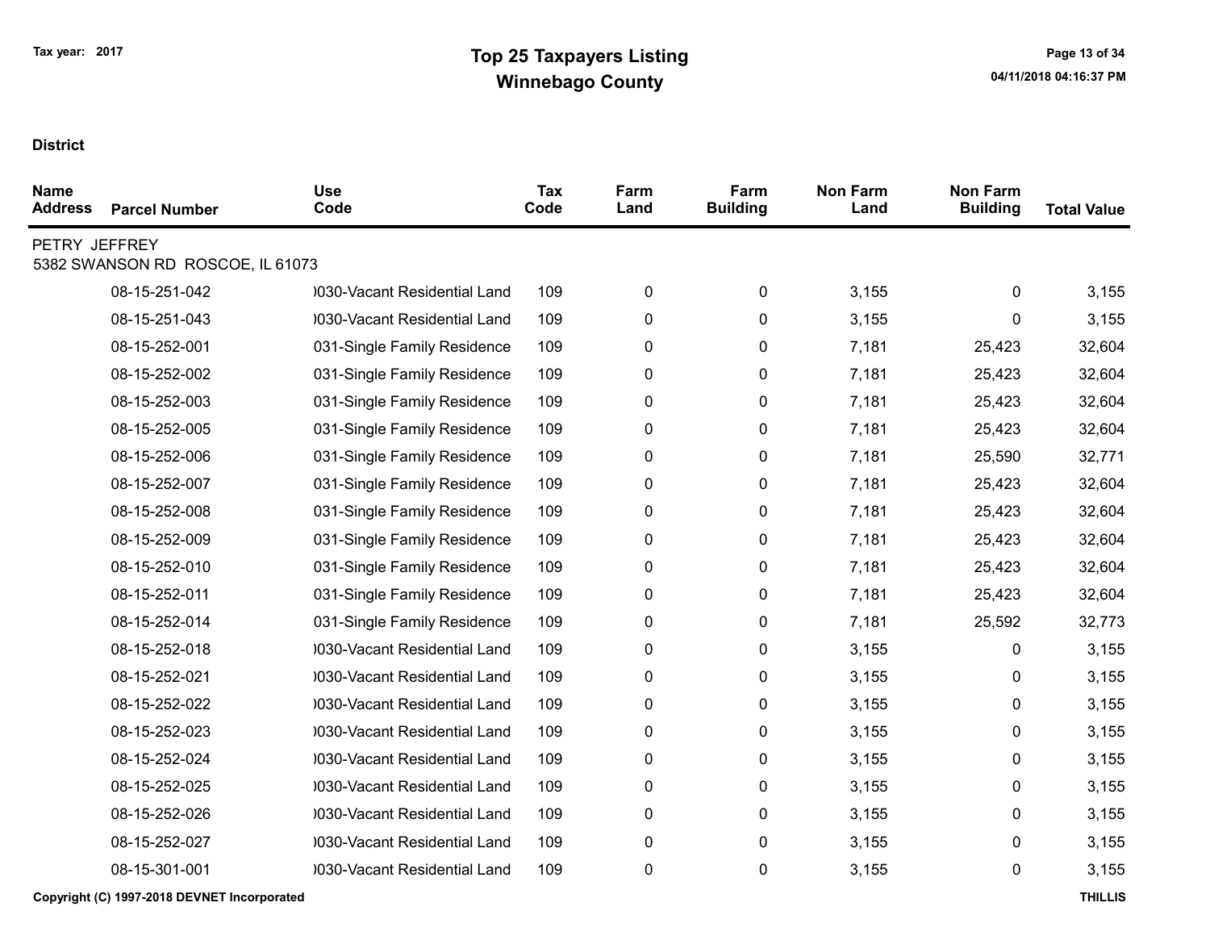Tax year: 2017

# Top 25 Taxpayers Listing
## Winnebago County

04/11/2018 04:16:37 PM

**District**

| Name Address | Parcel Number | Use Code | Tax Code | Farm Land | Farm Building | Non Farm Land | Non Farm Building | Total Value |
|---|---|---|---|---|---|---|---|---|
| PETRY JEFFREY | | | | | | | | |
| 5382 SWANSON RD ROSCOE, IL 61073 | | | | | | | | |
| | 08-15-251-042 | )030-Vacant Residential Land | 109 | 0 | 0 | 3,155 | 0 | 3,155 |
| | 08-15-251-043 | )030-Vacant Residential Land | 109 | 0 | 0 | 3,155 | 0 | 3,155 |
| | 08-15-252-001 | 031-Single Family Residence | 109 | 0 | 0 | 7,181 | 25,423 | 32,604 |
| | 08-15-252-002 | 031-Single Family Residence | 109 | 0 | 0 | 7,181 | 25,423 | 32,604 |
| | 08-15-252-003 | 031-Single Family Residence | 109 | 0 | 0 | 7,181 | 25,423 | 32,604 |
| | 08-15-252-005 | 031-Single Family Residence | 109 | 0 | 0 | 7,181 | 25,423 | 32,604 |
| | 08-15-252-006 | 031-Single Family Residence | 109 | 0 | 0 | 7,181 | 25,590 | 32,771 |
| | 08-15-252-007 | 031-Single Family Residence | 109 | 0 | 0 | 7,181 | 25,423 | 32,604 |
| | 08-15-252-008 | 031-Single Family Residence | 109 | 0 | 0 | 7,181 | 25,423 | 32,604 |
| | 08-15-252-009 | 031-Single Family Residence | 109 | 0 | 0 | 7,181 | 25,423 | 32,604 |
| | 08-15-252-010 | 031-Single Family Residence | 109 | 0 | 0 | 7,181 | 25,423 | 32,604 |
| | 08-15-252-011 | 031-Single Family Residence | 109 | 0 | 0 | 7,181 | 25,423 | 32,604 |
| | 08-15-252-014 | 031-Single Family Residence | 109 | 0 | 0 | 7,181 | 25,592 | 32,773 |
| | 08-15-252-018 | )030-Vacant Residential Land | 109 | 0 | 0 | 3,155 | 0 | 3,155 |
| | 08-15-252-021 | )030-Vacant Residential Land | 109 | 0 | 0 | 3,155 | 0 | 3,155 |
| | 08-15-252-022 | )030-Vacant Residential Land | 109 | 0 | 0 | 3,155 | 0 | 3,155 |
| | 08-15-252-023 | )030-Vacant Residential Land | 109 | 0 | 0 | 3,155 | 0 | 3,155 |
| | 08-15-252-024 | )030-Vacant Residential Land | 109 | 0 | 0 | 3,155 | 0 | 3,155 |
| | 08-15-252-025 | )030-Vacant Residential Land | 109 | 0 | 0 | 3,155 | 0 | 3,155 |
| | 08-15-252-026 | )030-Vacant Residential Land | 109 | 0 | 0 | 3,155 | 0 | 3,155 |
| | 08-15-252-027 | )030-Vacant Residential Land | 109 | 0 | 0 | 3,155 | 0 | 3,155 |
| | 08-15-301-001 | )030-Vacant Residential Land | 109 | 0 | 0 | 3,155 | 0 | 3,155 |

Copyright (C) 1997-2018 DEVNET Incorporated

THILLIS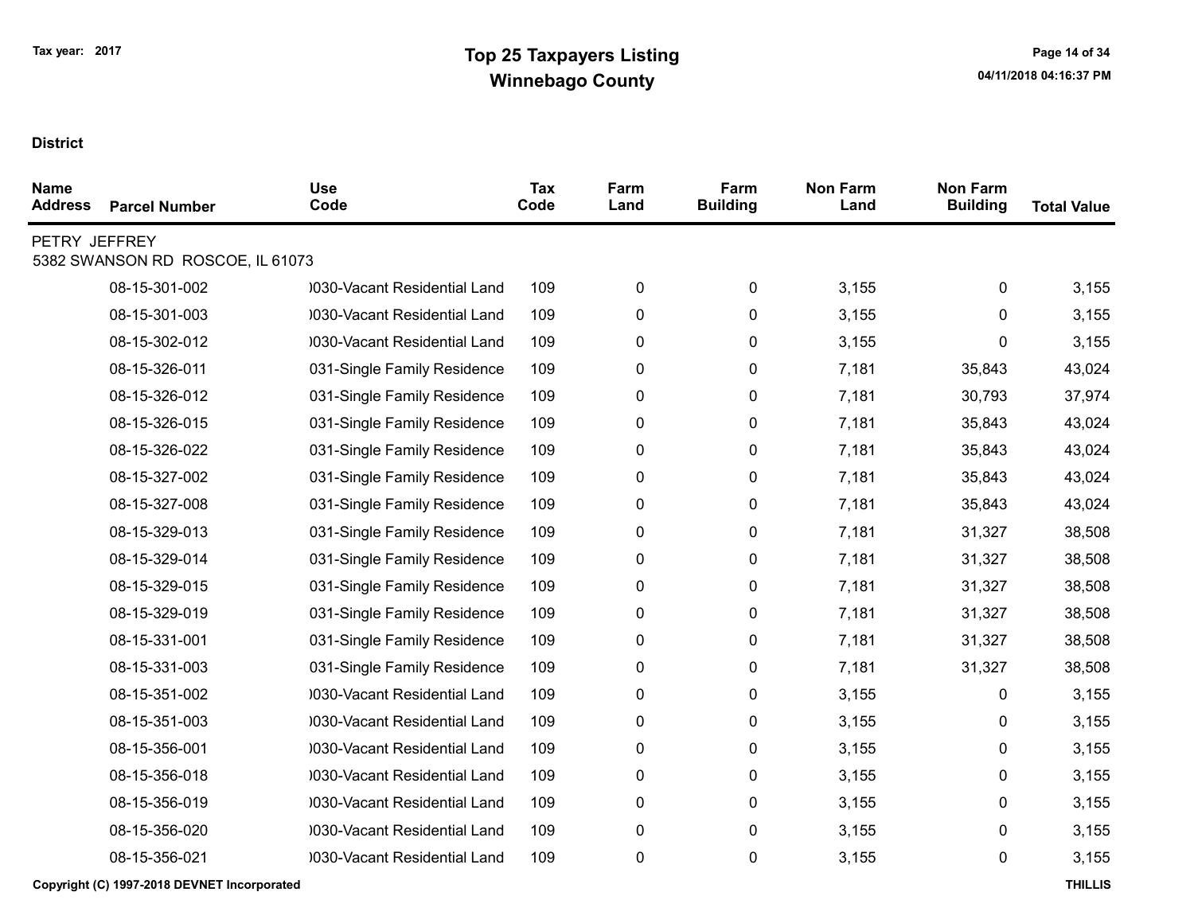# Top 25 Taxpayers Listing
## Winnebago County

Tax year: 2017

04/11/2018 04:16:37 PM

**District**

| Name Address | Parcel Number | Use Code | Tax Code | Farm Land | Farm Building | Non Farm Land | Non Farm Building | Total Value |
|---|---|---|---|---|---|---|---|---|
| PETRY JEFFREY<br>5382 SWANSON RD ROSCOE, IL 61073 | | | | | | | | |
| | 08-15-301-002 | )030-Vacant Residential Land | 109 | 0 | 0 | 3,155 | 0 | 3,155 |
| | 08-15-301-003 | )030-Vacant Residential Land | 109 | 0 | 0 | 3,155 | 0 | 3,155 |
| | 08-15-302-012 | )030-Vacant Residential Land | 109 | 0 | 0 | 3,155 | 0 | 3,155 |
| | 08-15-326-011 | 031-Single Family Residence | 109 | 0 | 0 | 7,181 | 35,843 | 43,024 |
| | 08-15-326-012 | 031-Single Family Residence | 109 | 0 | 0 | 7,181 | 30,793 | 37,974 |
| | 08-15-326-015 | 031-Single Family Residence | 109 | 0 | 0 | 7,181 | 35,843 | 43,024 |
| | 08-15-326-022 | 031-Single Family Residence | 109 | 0 | 0 | 7,181 | 35,843 | 43,024 |
| | 08-15-327-002 | 031-Single Family Residence | 109 | 0 | 0 | 7,181 | 35,843 | 43,024 |
| | 08-15-327-008 | 031-Single Family Residence | 109 | 0 | 0 | 7,181 | 35,843 | 43,024 |
| | 08-15-329-013 | 031-Single Family Residence | 109 | 0 | 0 | 7,181 | 31,327 | 38,508 |
| | 08-15-329-014 | 031-Single Family Residence | 109 | 0 | 0 | 7,181 | 31,327 | 38,508 |
| | 08-15-329-015 | 031-Single Family Residence | 109 | 0 | 0 | 7,181 | 31,327 | 38,508 |
| | 08-15-329-019 | 031-Single Family Residence | 109 | 0 | 0 | 7,181 | 31,327 | 38,508 |
| | 08-15-331-001 | 031-Single Family Residence | 109 | 0 | 0 | 7,181 | 31,327 | 38,508 |
| | 08-15-331-003 | 031-Single Family Residence | 109 | 0 | 0 | 7,181 | 31,327 | 38,508 |
| | 08-15-351-002 | )030-Vacant Residential Land | 109 | 0 | 0 | 3,155 | 0 | 3,155 |
| | 08-15-351-003 | )030-Vacant Residential Land | 109 | 0 | 0 | 3,155 | 0 | 3,155 |
| | 08-15-356-001 | )030-Vacant Residential Land | 109 | 0 | 0 | 3,155 | 0 | 3,155 |
| | 08-15-356-018 | )030-Vacant Residential Land | 109 | 0 | 0 | 3,155 | 0 | 3,155 |
| | 08-15-356-019 | )030-Vacant Residential Land | 109 | 0 | 0 | 3,155 | 0 | 3,155 |
| | 08-15-356-020 | )030-Vacant Residential Land | 109 | 0 | 0 | 3,155 | 0 | 3,155 |
| | 08-15-356-021 | )030-Vacant Residential Land | 109 | 0 | 0 | 3,155 | 0 | 3,155 |

Copyright (C) 1997-2018 DEVNET Incorporated

THILLIS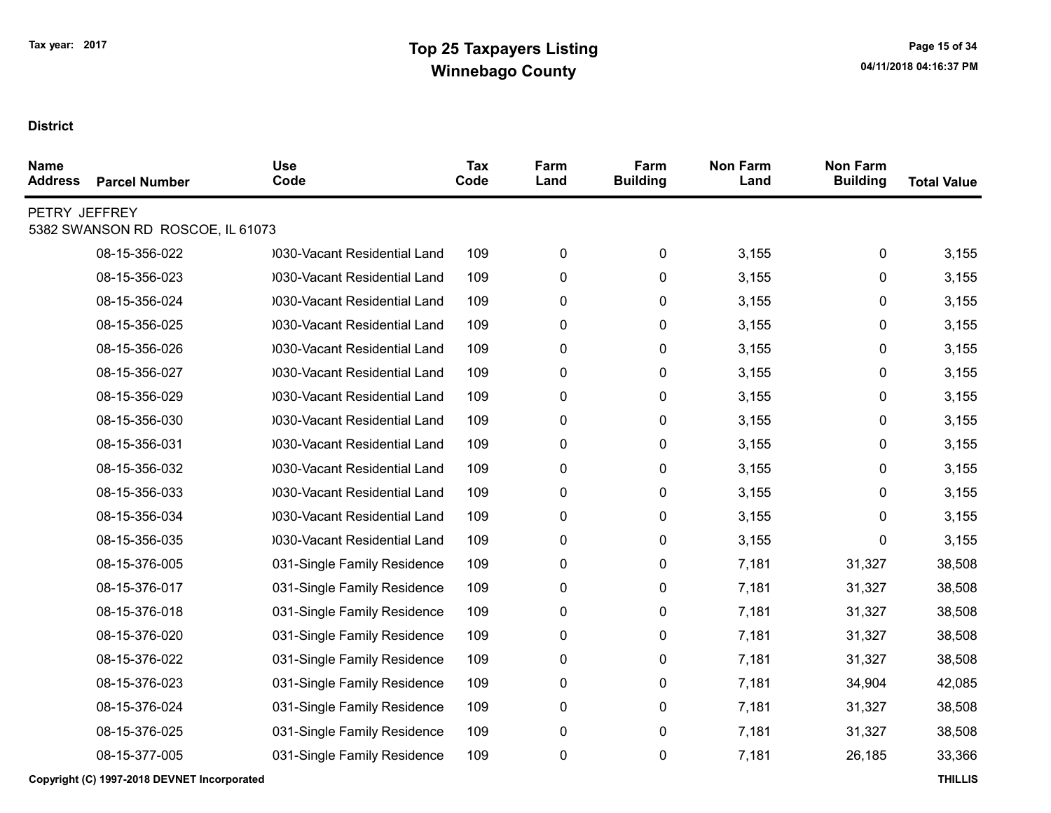# Top 25 Taxpayers Listing
## Winnebago County

Tax year: 2017

04/11/2018 04:16:37 PM

**District**

| Name Address | Parcel Number | Use Code | Tax Code | Farm Land | Farm Building | Non Farm Land | Non Farm Building | Total Value |
|---|---|---|---|---|---|---|---|---|
| PETRY JEFFREY<br>5382 SWANSON RD ROSCOE, IL 61073 | | | | | | | | |
| | 08-15-356-022 | )030-Vacant Residential Land | 109 | 0 | 0 | 3,155 | 0 | 3,155 |
| | 08-15-356-023 | )030-Vacant Residential Land | 109 | 0 | 0 | 3,155 | 0 | 3,155 |
| | 08-15-356-024 | )030-Vacant Residential Land | 109 | 0 | 0 | 3,155 | 0 | 3,155 |
| | 08-15-356-025 | )030-Vacant Residential Land | 109 | 0 | 0 | 3,155 | 0 | 3,155 |
| | 08-15-356-026 | )030-Vacant Residential Land | 109 | 0 | 0 | 3,155 | 0 | 3,155 |
| | 08-15-356-027 | )030-Vacant Residential Land | 109 | 0 | 0 | 3,155 | 0 | 3,155 |
| | 08-15-356-029 | )030-Vacant Residential Land | 109 | 0 | 0 | 3,155 | 0 | 3,155 |
| | 08-15-356-030 | )030-Vacant Residential Land | 109 | 0 | 0 | 3,155 | 0 | 3,155 |
| | 08-15-356-031 | )030-Vacant Residential Land | 109 | 0 | 0 | 3,155 | 0 | 3,155 |
| | 08-15-356-032 | )030-Vacant Residential Land | 109 | 0 | 0 | 3,155 | 0 | 3,155 |
| | 08-15-356-033 | )030-Vacant Residential Land | 109 | 0 | 0 | 3,155 | 0 | 3,155 |
| | 08-15-356-034 | )030-Vacant Residential Land | 109 | 0 | 0 | 3,155 | 0 | 3,155 |
| | 08-15-356-035 | )030-Vacant Residential Land | 109 | 0 | 0 | 3,155 | 0 | 3,155 |
| | 08-15-376-005 | 031-Single Family Residence | 109 | 0 | 0 | 7,181 | 31,327 | 38,508 |
| | 08-15-376-017 | 031-Single Family Residence | 109 | 0 | 0 | 7,181 | 31,327 | 38,508 |
| | 08-15-376-018 | 031-Single Family Residence | 109 | 0 | 0 | 7,181 | 31,327 | 38,508 |
| | 08-15-376-020 | 031-Single Family Residence | 109 | 0 | 0 | 7,181 | 31,327 | 38,508 |
| | 08-15-376-022 | 031-Single Family Residence | 109 | 0 | 0 | 7,181 | 31,327 | 38,508 |
| | 08-15-376-023 | 031-Single Family Residence | 109 | 0 | 0 | 7,181 | 34,904 | 42,085 |
| | 08-15-376-024 | 031-Single Family Residence | 109 | 0 | 0 | 7,181 | 31,327 | 38,508 |
| | 08-15-376-025 | 031-Single Family Residence | 109 | 0 | 0 | 7,181 | 31,327 | 38,508 |
| | 08-15-377-005 | 031-Single Family Residence | 109 | 0 | 0 | 7,181 | 26,185 | 33,366 |

Copyright (C) 1997-2018 DEVNET Incorporated

THILLIS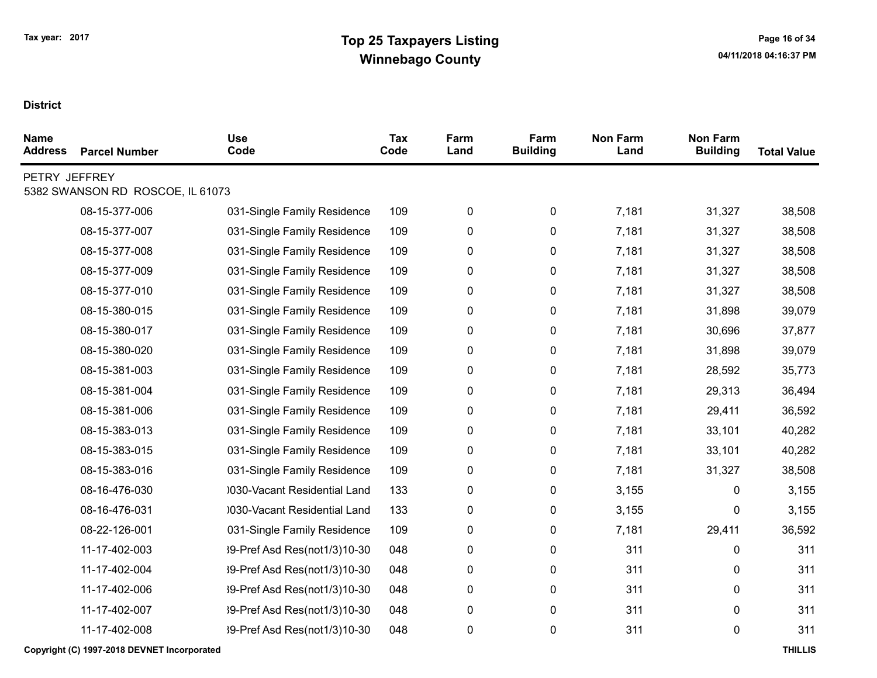# Top 25 Taxpayers Listing
## Winnebago County

Tax year: 2017

**District**

| Name Address | Parcel Number | Use Code | Tax Code | Farm Land | Farm Building | Non Farm Land | Non Farm Building | Total Value |
|---|---|---|---|---|---|---|---|---|
| PETRY JEFFREY 5382 SWANSON RD ROSCOE, IL 61073 | | | | | | | | |
| | 08-15-377-006 | 031-Single Family Residence | 109 | 0 | 0 | 7,181 | 31,327 | 38,508 |
| | 08-15-377-007 | 031-Single Family Residence | 109 | 0 | 0 | 7,181 | 31,327 | 38,508 |
| | 08-15-377-008 | 031-Single Family Residence | 109 | 0 | 0 | 7,181 | 31,327 | 38,508 |
| | 08-15-377-009 | 031-Single Family Residence | 109 | 0 | 0 | 7,181 | 31,327 | 38,508 |
| | 08-15-377-010 | 031-Single Family Residence | 109 | 0 | 0 | 7,181 | 31,327 | 38,508 |
| | 08-15-380-015 | 031-Single Family Residence | 109 | 0 | 0 | 7,181 | 31,898 | 39,079 |
| | 08-15-380-017 | 031-Single Family Residence | 109 | 0 | 0 | 7,181 | 30,696 | 37,877 |
| | 08-15-380-020 | 031-Single Family Residence | 109 | 0 | 0 | 7,181 | 31,898 | 39,079 |
| | 08-15-381-003 | 031-Single Family Residence | 109 | 0 | 0 | 7,181 | 28,592 | 35,773 |
| | 08-15-381-004 | 031-Single Family Residence | 109 | 0 | 0 | 7,181 | 29,313 | 36,494 |
| | 08-15-381-006 | 031-Single Family Residence | 109 | 0 | 0 | 7,181 | 29,411 | 36,592 |
| | 08-15-383-013 | 031-Single Family Residence | 109 | 0 | 0 | 7,181 | 33,101 | 40,282 |
| | 08-15-383-015 | 031-Single Family Residence | 109 | 0 | 0 | 7,181 | 33,101 | 40,282 |
| | 08-15-383-016 | 031-Single Family Residence | 109 | 0 | 0 | 7,181 | 31,327 | 38,508 |
| | 08-16-476-030 | )030-Vacant Residential Land | 133 | 0 | 0 | 3,155 | 0 | 3,155 |
| | 08-16-476-031 | )030-Vacant Residential Land | 133 | 0 | 0 | 3,155 | 0 | 3,155 |
| | 08-22-126-001 | 031-Single Family Residence | 109 | 0 | 0 | 7,181 | 29,411 | 36,592 |
| | 11-17-402-003 | 39-Pref Asd Res(not1/3)10-30 | 048 | 0 | 0 | 311 | 0 | 311 |
| | 11-17-402-004 | 39-Pref Asd Res(not1/3)10-30 | 048 | 0 | 0 | 311 | 0 | 311 |
| | 11-17-402-006 | 39-Pref Asd Res(not1/3)10-30 | 048 | 0 | 0 | 311 | 0 | 311 |
| | 11-17-402-007 | 39-Pref Asd Res(not1/3)10-30 | 048 | 0 | 0 | 311 | 0 | 311 |
| | 11-17-402-008 | 39-Pref Asd Res(not1/3)10-30 | 048 | 0 | 0 | 311 | 0 | 311 |

Copyright (C) 1997-2018 DEVNET Incorporated THILLIS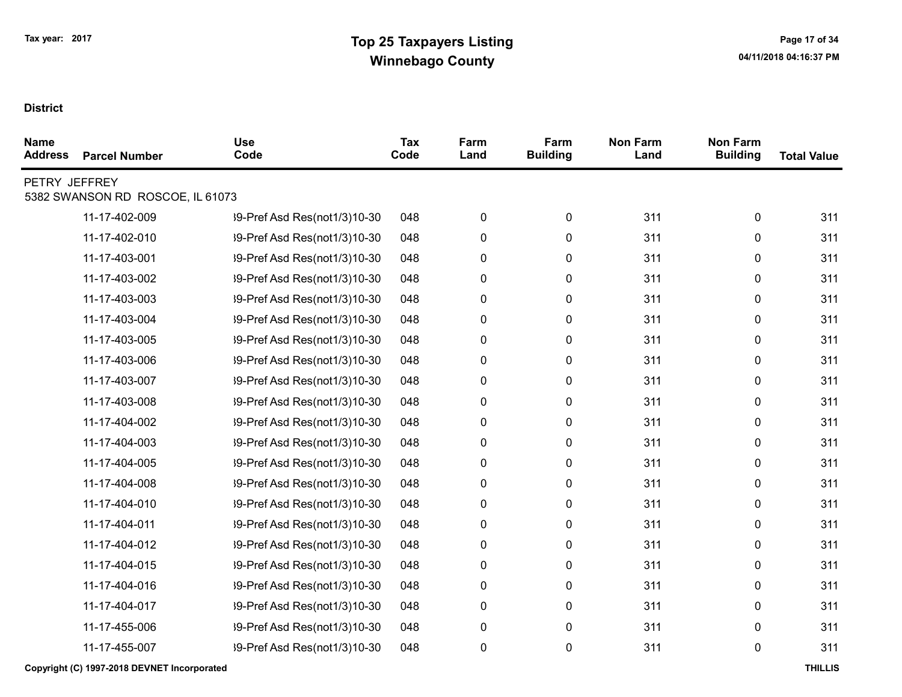**District**

| Name Address | Parcel Number | Use Code | Tax Code | Farm Land | Farm Building | Non Farm Land | Non Farm Building | Total Value |
|---|---|---|---|---|---|---|---|---|
| PETRY JEFFREY<br>5382 SWANSON RD ROSCOE, IL 61073 | | | | | | | | |
| | 11-17-402-009 | 39-Pref Asd Res(not1/3)10-30 | 048 | 0 | 0 | 311 | 0 | 311 |
| | 11-17-402-010 | 39-Pref Asd Res(not1/3)10-30 | 048 | 0 | 0 | 311 | 0 | 311 |
| | 11-17-403-001 | 39-Pref Asd Res(not1/3)10-30 | 048 | 0 | 0 | 311 | 0 | 311 |
| | 11-17-403-002 | 39-Pref Asd Res(not1/3)10-30 | 048 | 0 | 0 | 311 | 0 | 311 |
| | 11-17-403-003 | 39-Pref Asd Res(not1/3)10-30 | 048 | 0 | 0 | 311 | 0 | 311 |
| | 11-17-403-004 | 39-Pref Asd Res(not1/3)10-30 | 048 | 0 | 0 | 311 | 0 | 311 |
| | 11-17-403-005 | 39-Pref Asd Res(not1/3)10-30 | 048 | 0 | 0 | 311 | 0 | 311 |
| | 11-17-403-006 | 39-Pref Asd Res(not1/3)10-30 | 048 | 0 | 0 | 311 | 0 | 311 |
| | 11-17-403-007 | 39-Pref Asd Res(not1/3)10-30 | 048 | 0 | 0 | 311 | 0 | 311 |
| | 11-17-403-008 | 39-Pref Asd Res(not1/3)10-30 | 048 | 0 | 0 | 311 | 0 | 311 |
| | 11-17-404-002 | 39-Pref Asd Res(not1/3)10-30 | 048 | 0 | 0 | 311 | 0 | 311 |
| | 11-17-404-003 | 39-Pref Asd Res(not1/3)10-30 | 048 | 0 | 0 | 311 | 0 | 311 |
| | 11-17-404-005 | 39-Pref Asd Res(not1/3)10-30 | 048 | 0 | 0 | 311 | 0 | 311 |
| | 11-17-404-008 | 39-Pref Asd Res(not1/3)10-30 | 048 | 0 | 0 | 311 | 0 | 311 |
| | 11-17-404-010 | 39-Pref Asd Res(not1/3)10-30 | 048 | 0 | 0 | 311 | 0 | 311 |
| | 11-17-404-011 | 39-Pref Asd Res(not1/3)10-30 | 048 | 0 | 0 | 311 | 0 | 311 |
| | 11-17-404-012 | 39-Pref Asd Res(not1/3)10-30 | 048 | 0 | 0 | 311 | 0 | 311 |
| | 11-17-404-015 | 39-Pref Asd Res(not1/3)10-30 | 048 | 0 | 0 | 311 | 0 | 311 |
| | 11-17-404-016 | 39-Pref Asd Res(not1/3)10-30 | 048 | 0 | 0 | 311 | 0 | 311 |
| | 11-17-404-017 | 39-Pref Asd Res(not1/3)10-30 | 048 | 0 | 0 | 311 | 0 | 311 |
| | 11-17-455-006 | 39-Pref Asd Res(not1/3)10-30 | 048 | 0 | 0 | 311 | 0 | 311 |
| | 11-17-455-007 | 39-Pref Asd Res(not1/3)10-30 | 048 | 0 | 0 | 311 | 0 | 311 |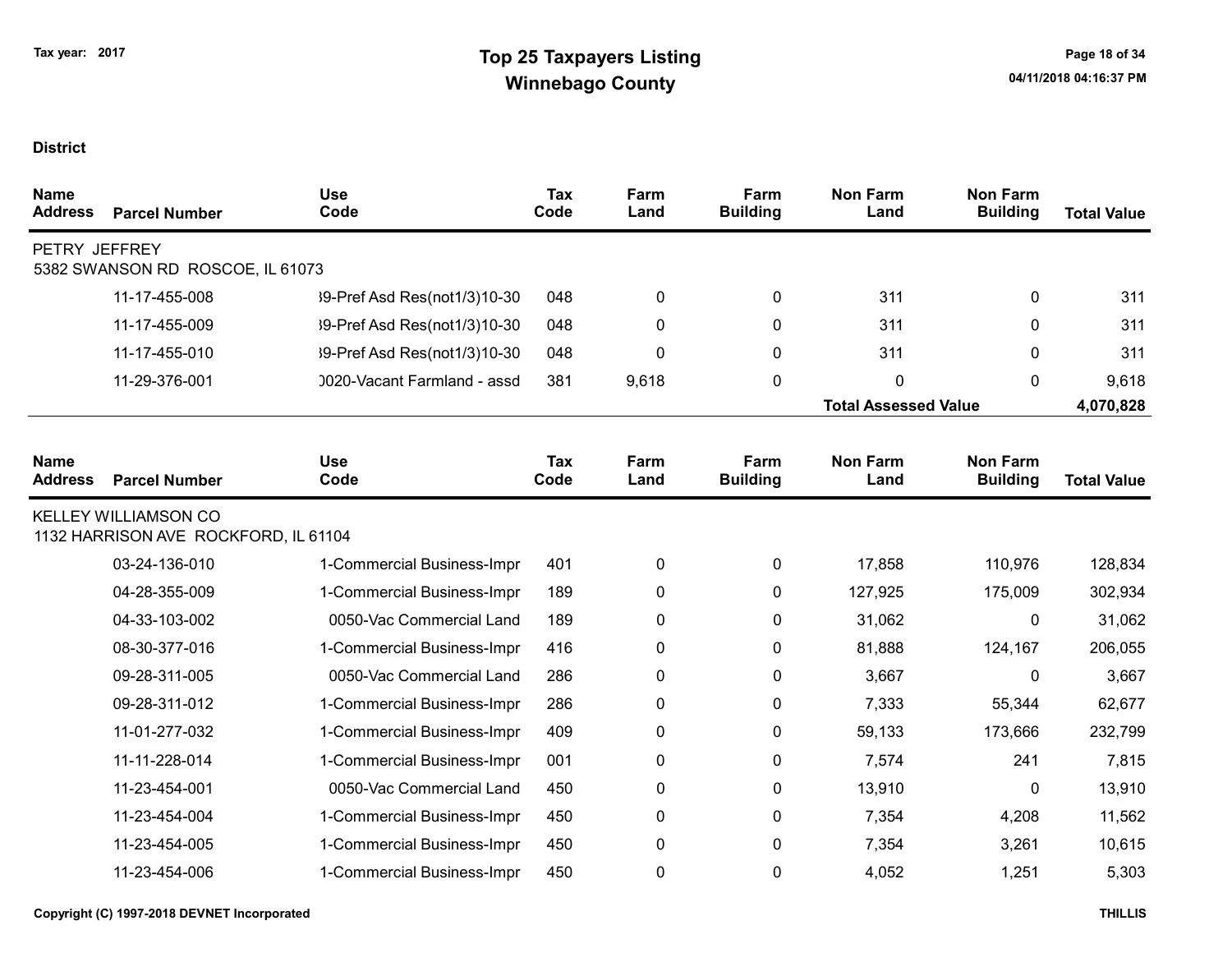Tax year: 2017

# Top 25 Taxpayers Listing
## Winnebago County

**District**

| Name Address | Parcel Number | Use Code | Tax Code | Farm Land | Farm Building | Non Farm Land | Non Farm Building | Total Value |
|---|---|---|---|---|---|---|---|---|
| PETRY JEFFREY<br>5382 SWANSON RD ROSCOE, IL 61073 | | | | | | | | |
| | 11-17-455-008 | 39-Pref Asd Res(not1/3)10-30 | 048 | 0 | 0 | 311 | 0 | 311 |
| | 11-17-455-009 | 39-Pref Asd Res(not1/3)10-30 | 048 | 0 | 0 | 311 | 0 | 311 |
| | 11-17-455-010 | 39-Pref Asd Res(not1/3)10-30 | 048 | 0 | 0 | 311 | 0 | 311 |
| | 11-29-376-001 | 0020-Vacant Farmland - assd | 381 | 9,618 | 0 | 0 | 0 | 9,618 |
| | | | | | | **Total Assessed Value** | | **4,070,828** |

| Name Address | Parcel Number | Use Code | Tax Code | Farm Land | Farm Building | Non Farm Land | Non Farm Building | Total Value |
|---|---|---|---|---|---|---|---|---|
| KELLEY WILLIAMSON CO<br>1132 HARRISON AVE ROCKFORD, IL 61104 | | | | | | | | |
| | 03-24-136-010 | 1-Commercial Business-Impr | 401 | 0 | 0 | 17,858 | 110,976 | 128,834 |
| | 04-28-355-009 | 1-Commercial Business-Impr | 189 | 0 | 0 | 127,925 | 175,009 | 302,934 |
| | 04-33-103-002 | 0050-Vac Commercial Land | 189 | 0 | 0 | 31,062 | 0 | 31,062 |
| | 08-30-377-016 | 1-Commercial Business-Impr | 416 | 0 | 0 | 81,888 | 124,167 | 206,055 |
| | 09-28-311-005 | 0050-Vac Commercial Land | 286 | 0 | 0 | 3,667 | 0 | 3,667 |
| | 09-28-311-012 | 1-Commercial Business-Impr | 286 | 0 | 0 | 7,333 | 55,344 | 62,677 |
| | 11-01-277-032 | 1-Commercial Business-Impr | 409 | 0 | 0 | 59,133 | 173,666 | 232,799 |
| | 11-11-228-014 | 1-Commercial Business-Impr | 001 | 0 | 0 | 7,574 | 241 | 7,815 |
| | 11-23-454-001 | 0050-Vac Commercial Land | 450 | 0 | 0 | 13,910 | 0 | 13,910 |
| | 11-23-454-004 | 1-Commercial Business-Impr | 450 | 0 | 0 | 7,354 | 4,208 | 11,562 |
| | 11-23-454-005 | 1-Commercial Business-Impr | 450 | 0 | 0 | 7,354 | 3,261 | 10,615 |
| | 11-23-454-006 | 1-Commercial Business-Impr | 450 | 0 | 0 | 4,052 | 1,251 | 5,303 |

Copyright (C) 1997-2018 DEVNET Incorporated

THILLIS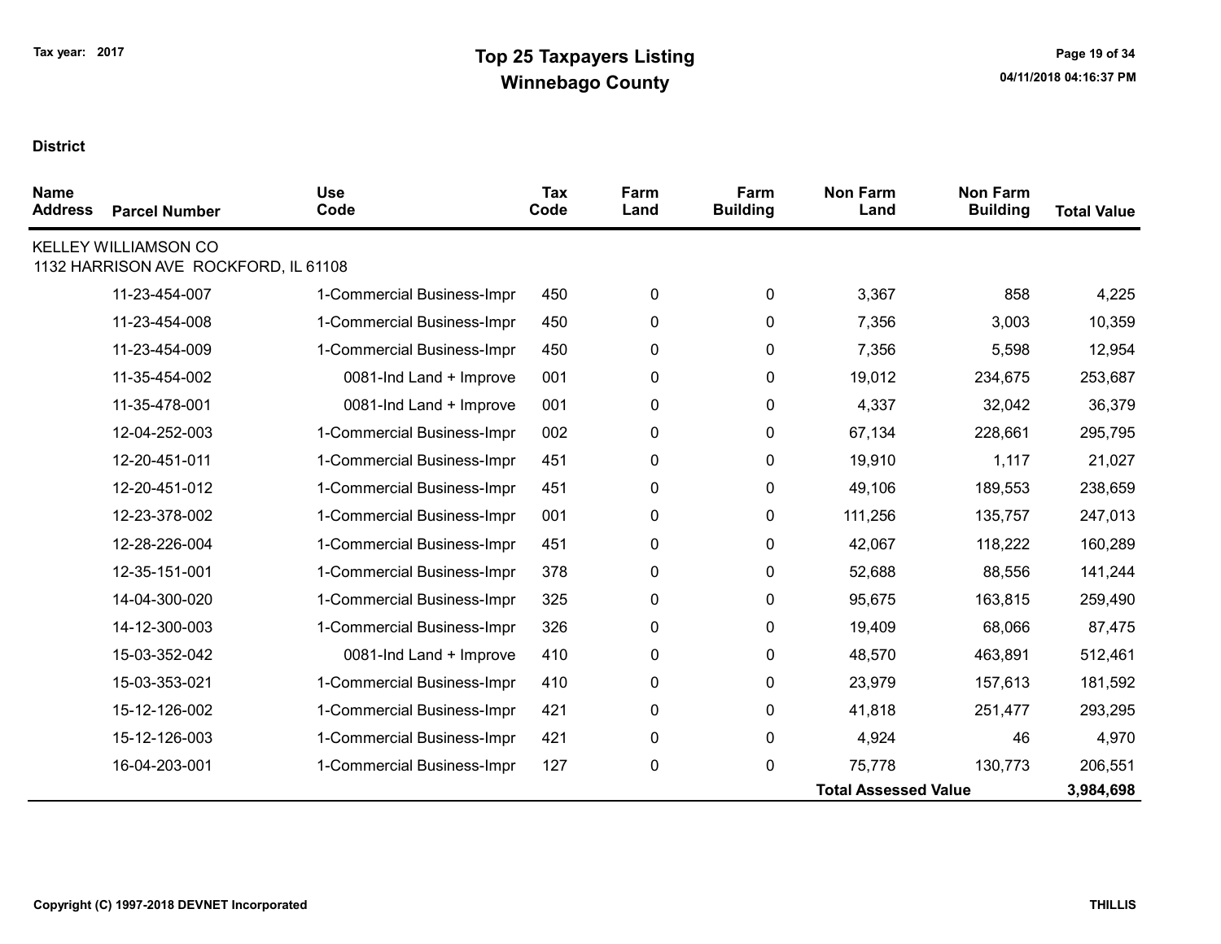# Top 25 Taxpayers Listing
## Winnebago County

Tax year: 2017

**District**

| Name Address | Parcel Number | Use Code | Tax Code | Farm Land | Farm Building | Non Farm Land | Non Farm Building | Total Value |
|---|---|---|---|---|---|---|---|---|
| KELLEY WILLIAMSON CO<br>1132 HARRISON AVE ROCKFORD, IL 61108 | | | | | | | | |
| | 11-23-454-007 | 1-Commercial Business-Impr | 450 | 0 | 0 | 3,367 | 858 | 4,225 |
| | 11-23-454-008 | 1-Commercial Business-Impr | 450 | 0 | 0 | 7,356 | 3,003 | 10,359 |
| | 11-23-454-009 | 1-Commercial Business-Impr | 450 | 0 | 0 | 7,356 | 5,598 | 12,954 |
| | 11-35-454-002 | 0081-Ind Land + Improve | 001 | 0 | 0 | 19,012 | 234,675 | 253,687 |
| | 11-35-478-001 | 0081-Ind Land + Improve | 001 | 0 | 0 | 4,337 | 32,042 | 36,379 |
| | 12-04-252-003 | 1-Commercial Business-Impr | 002 | 0 | 0 | 67,134 | 228,661 | 295,795 |
| | 12-20-451-011 | 1-Commercial Business-Impr | 451 | 0 | 0 | 19,910 | 1,117 | 21,027 |
| | 12-20-451-012 | 1-Commercial Business-Impr | 451 | 0 | 0 | 49,106 | 189,553 | 238,659 |
| | 12-23-378-002 | 1-Commercial Business-Impr | 001 | 0 | 0 | 111,256 | 135,757 | 247,013 |
| | 12-28-226-004 | 1-Commercial Business-Impr | 451 | 0 | 0 | 42,067 | 118,222 | 160,289 |
| | 12-35-151-001 | 1-Commercial Business-Impr | 378 | 0 | 0 | 52,688 | 88,556 | 141,244 |
| | 14-04-300-020 | 1-Commercial Business-Impr | 325 | 0 | 0 | 95,675 | 163,815 | 259,490 |
| | 14-12-300-003 | 1-Commercial Business-Impr | 326 | 0 | 0 | 19,409 | 68,066 | 87,475 |
| | 15-03-352-042 | 0081-Ind Land + Improve | 410 | 0 | 0 | 48,570 | 463,891 | 512,461 |
| | 15-03-353-021 | 1-Commercial Business-Impr | 410 | 0 | 0 | 23,979 | 157,613 | 181,592 |
| | 15-12-126-002 | 1-Commercial Business-Impr | 421 | 0 | 0 | 41,818 | 251,477 | 293,295 |
| | 15-12-126-003 | 1-Commercial Business-Impr | 421 | 0 | 0 | 4,924 | 46 | 4,970 |
| | 16-04-203-001 | 1-Commercial Business-Impr | 127 | 0 | 0 | 75,778 | 130,773 | 206,551 |
| | | | | | | **Total Assessed Value** | | **3,984,698** |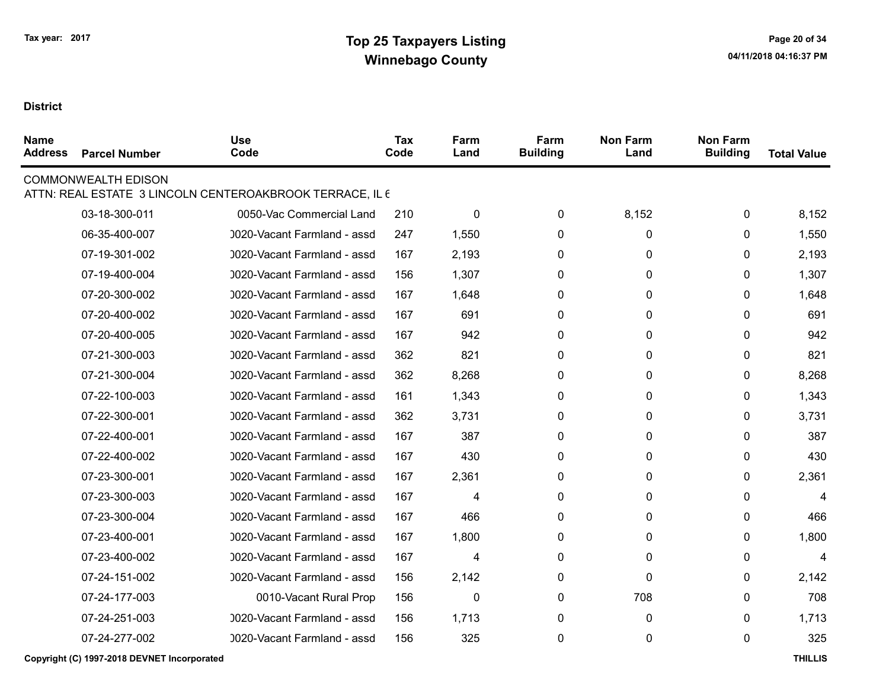Tax year: 2017

# Top 25 Taxpayers Listing
## Winnebago County

04/11/2018 04:16:37 PM

**District**

| Name Address | Parcel Number | Use Code | Tax Code | Farm Land | Farm Building | Non Farm Land | Non Farm Building | Total Value |
|---|---|---|---|---|---|---|---|---|
| COMMONWEALTH EDISON | | | | | | | | |
| ATTN: REAL ESTATE 3 LINCOLN CENTEROAKBROOK TERRACE, IL 6 | | | | | | | | |
| | 03-18-300-011 | 0050-Vac Commercial Land | 210 | 0 | 0 | 8,152 | 0 | 8,152 |
| | 06-35-400-007 | 0020-Vacant Farmland - assd | 247 | 1,550 | 0 | 0 | 0 | 1,550 |
| | 07-19-301-002 | 0020-Vacant Farmland - assd | 167 | 2,193 | 0 | 0 | 0 | 2,193 |
| | 07-19-400-004 | 0020-Vacant Farmland - assd | 156 | 1,307 | 0 | 0 | 0 | 1,307 |
| | 07-20-300-002 | 0020-Vacant Farmland - assd | 167 | 1,648 | 0 | 0 | 0 | 1,648 |
| | 07-20-400-002 | 0020-Vacant Farmland - assd | 167 | 691 | 0 | 0 | 0 | 691 |
| | 07-20-400-005 | 0020-Vacant Farmland - assd | 167 | 942 | 0 | 0 | 0 | 942 |
| | 07-21-300-003 | 0020-Vacant Farmland - assd | 362 | 821 | 0 | 0 | 0 | 821 |
| | 07-21-300-004 | 0020-Vacant Farmland - assd | 362 | 8,268 | 0 | 0 | 0 | 8,268 |
| | 07-22-100-003 | 0020-Vacant Farmland - assd | 161 | 1,343 | 0 | 0 | 0 | 1,343 |
| | 07-22-300-001 | 0020-Vacant Farmland - assd | 362 | 3,731 | 0 | 0 | 0 | 3,731 |
| | 07-22-400-001 | 0020-Vacant Farmland - assd | 167 | 387 | 0 | 0 | 0 | 387 |
| | 07-22-400-002 | 0020-Vacant Farmland - assd | 167 | 430 | 0 | 0 | 0 | 430 |
| | 07-23-300-001 | 0020-Vacant Farmland - assd | 167 | 2,361 | 0 | 0 | 0 | 2,361 |
| | 07-23-300-003 | 0020-Vacant Farmland - assd | 167 | 4 | 0 | 0 | 0 | 4 |
| | 07-23-300-004 | 0020-Vacant Farmland - assd | 167 | 466 | 0 | 0 | 0 | 466 |
| | 07-23-400-001 | 0020-Vacant Farmland - assd | 167 | 1,800 | 0 | 0 | 0 | 1,800 |
| | 07-23-400-002 | 0020-Vacant Farmland - assd | 167 | 4 | 0 | 0 | 0 | 4 |
| | 07-24-151-002 | 0020-Vacant Farmland - assd | 156 | 2,142 | 0 | 0 | 0 | 2,142 |
| | 07-24-177-003 | 0010-Vacant Rural Prop | 156 | 0 | 0 | 708 | 0 | 708 |
| | 07-24-251-003 | 0020-Vacant Farmland - assd | 156 | 1,713 | 0 | 0 | 0 | 1,713 |
| | 07-24-277-002 | 0020-Vacant Farmland - assd | 156 | 325 | 0 | 0 | 0 | 325 |

Copyright (C) 1997-2018 DEVNET Incorporated THILLIS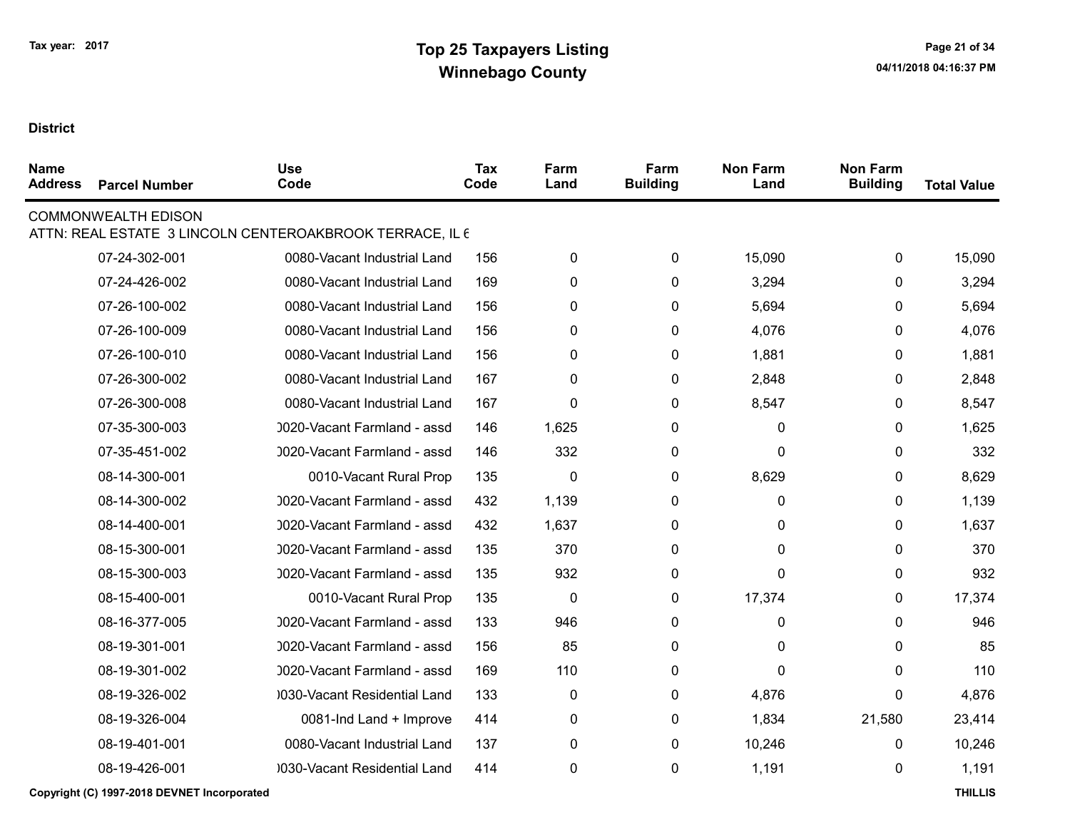Tax year: 2017

# Top 25 Taxpayers Listing
## Winnebago County

**District**

| Name Address | Parcel Number | Use Code | Tax Code | Farm Land | Farm Building | Non Farm Land | Non Farm Building | Total Value |
|---|---|---|---|---|---|---|---|---|
| COMMONWEALTH EDISON | | | | | | | | |
| ATTN: REAL ESTATE 3 LINCOLN CENTEROAKBROOK TERRACE, IL 6 | | | | | | | | |
| | 07-24-302-001 | 0080-Vacant Industrial Land | 156 | 0 | 0 | 15,090 | 0 | 15,090 |
| | 07-24-426-002 | 0080-Vacant Industrial Land | 169 | 0 | 0 | 3,294 | 0 | 3,294 |
| | 07-26-100-002 | 0080-Vacant Industrial Land | 156 | 0 | 0 | 5,694 | 0 | 5,694 |
| | 07-26-100-009 | 0080-Vacant Industrial Land | 156 | 0 | 0 | 4,076 | 0 | 4,076 |
| | 07-26-100-010 | 0080-Vacant Industrial Land | 156 | 0 | 0 | 1,881 | 0 | 1,881 |
| | 07-26-300-002 | 0080-Vacant Industrial Land | 167 | 0 | 0 | 2,848 | 0 | 2,848 |
| | 07-26-300-008 | 0080-Vacant Industrial Land | 167 | 0 | 0 | 8,547 | 0 | 8,547 |
| | 07-35-300-003 | 0020-Vacant Farmland - assd | 146 | 1,625 | 0 | 0 | 0 | 1,625 |
| | 07-35-451-002 | 0020-Vacant Farmland - assd | 146 | 332 | 0 | 0 | 0 | 332 |
| | 08-14-300-001 | 0010-Vacant Rural Prop | 135 | 0 | 0 | 8,629 | 0 | 8,629 |
| | 08-14-300-002 | 0020-Vacant Farmland - assd | 432 | 1,139 | 0 | 0 | 0 | 1,139 |
| | 08-14-400-001 | 0020-Vacant Farmland - assd | 432 | 1,637 | 0 | 0 | 0 | 1,637 |
| | 08-15-300-001 | 0020-Vacant Farmland - assd | 135 | 370 | 0 | 0 | 0 | 370 |
| | 08-15-300-003 | 0020-Vacant Farmland - assd | 135 | 932 | 0 | 0 | 0 | 932 |
| | 08-15-400-001 | 0010-Vacant Rural Prop | 135 | 0 | 0 | 17,374 | 0 | 17,374 |
| | 08-16-377-005 | 0020-Vacant Farmland - assd | 133 | 946 | 0 | 0 | 0 | 946 |
| | 08-19-301-001 | 0020-Vacant Farmland - assd | 156 | 85 | 0 | 0 | 0 | 85 |
| | 08-19-301-002 | 0020-Vacant Farmland - assd | 169 | 110 | 0 | 0 | 0 | 110 |
| | 08-19-326-002 | 0030-Vacant Residential Land | 133 | 0 | 0 | 4,876 | 0 | 4,876 |
| | 08-19-326-004 | 0081-Ind Land + Improve | 414 | 0 | 0 | 1,834 | 21,580 | 23,414 |
| | 08-19-401-001 | 0080-Vacant Industrial Land | 137 | 0 | 0 | 10,246 | 0 | 10,246 |
| | 08-19-426-001 | 0030-Vacant Residential Land | 414 | 0 | 0 | 1,191 | 0 | 1,191 |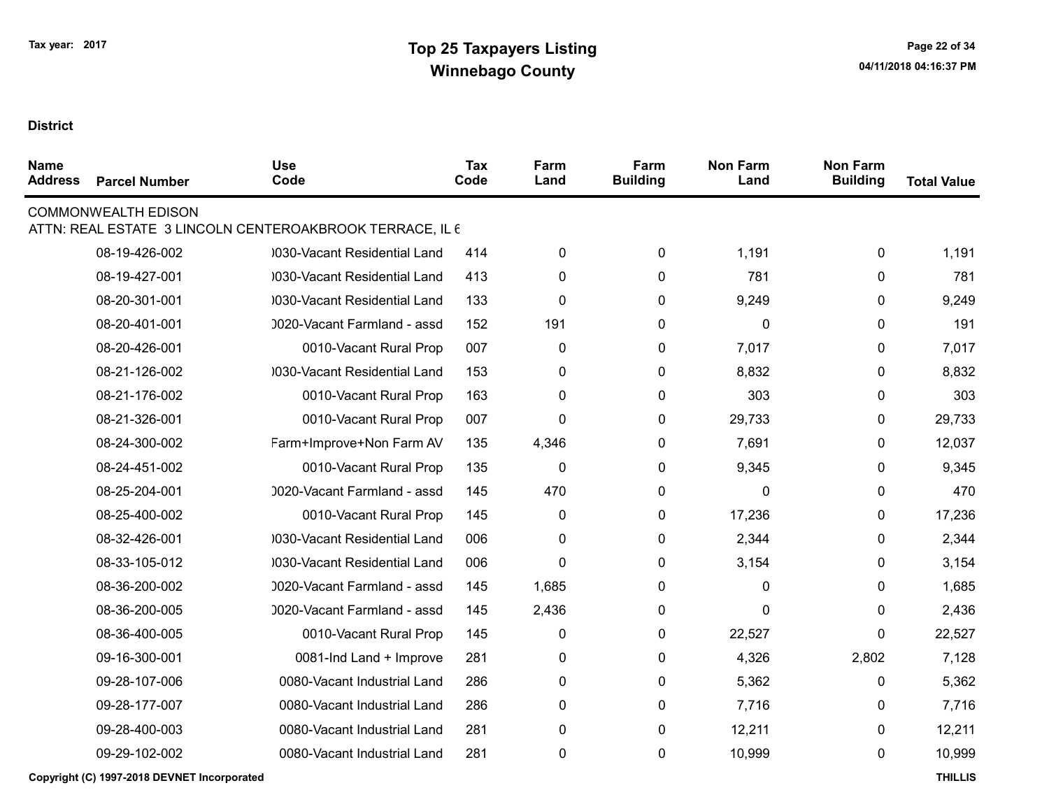Tax year: 2017

# Top 25 Taxpayers Listing
## Winnebago County

04/11/2018 04:16:37 PM

**District**

| Name Address | Parcel Number | Use Code | Tax Code | Farm Land | Farm Building | Non Farm Land | Non Farm Building | Total Value |
|---|---|---|---|---|---|---|---|---|
| COMMONWEALTH EDISON | | | | | | | | |
| ATTN: REAL ESTATE 3 LINCOLN CENTEROAKBROOK TERRACE, IL 6 | | | | | | | | |
| | 08-19-426-002 | )030-Vacant Residential Land | 414 | 0 | 0 | 1,191 | 0 | 1,191 |
| | 08-19-427-001 | )030-Vacant Residential Land | 413 | 0 | 0 | 781 | 0 | 781 |
| | 08-20-301-001 | )030-Vacant Residential Land | 133 | 0 | 0 | 9,249 | 0 | 9,249 |
| | 08-20-401-001 | )020-Vacant Farmland - assd | 152 | 191 | 0 | 0 | 0 | 191 |
| | 08-20-426-001 | 0010-Vacant Rural Prop | 007 | 0 | 0 | 7,017 | 0 | 7,017 |
| | 08-21-126-002 | )030-Vacant Residential Land | 153 | 0 | 0 | 8,832 | 0 | 8,832 |
| | 08-21-176-002 | 0010-Vacant Rural Prop | 163 | 0 | 0 | 303 | 0 | 303 |
| | 08-21-326-001 | 0010-Vacant Rural Prop | 007 | 0 | 0 | 29,733 | 0 | 29,733 |
| | 08-24-300-002 | Farm+Improve+Non Farm AV | 135 | 4,346 | 0 | 7,691 | 0 | 12,037 |
| | 08-24-451-002 | 0010-Vacant Rural Prop | 135 | 0 | 0 | 9,345 | 0 | 9,345 |
| | 08-25-204-001 | )020-Vacant Farmland - assd | 145 | 470 | 0 | 0 | 0 | 470 |
| | 08-25-400-002 | 0010-Vacant Rural Prop | 145 | 0 | 0 | 17,236 | 0 | 17,236 |
| | 08-32-426-001 | )030-Vacant Residential Land | 006 | 0 | 0 | 2,344 | 0 | 2,344 |
| | 08-33-105-012 | )030-Vacant Residential Land | 006 | 0 | 0 | 3,154 | 0 | 3,154 |
| | 08-36-200-002 | )020-Vacant Farmland - assd | 145 | 1,685 | 0 | 0 | 0 | 1,685 |
| | 08-36-200-005 | )020-Vacant Farmland - assd | 145 | 2,436 | 0 | 0 | 0 | 2,436 |
| | 08-36-400-005 | 0010-Vacant Rural Prop | 145 | 0 | 0 | 22,527 | 0 | 22,527 |
| | 09-16-300-001 | 0081-Ind Land + Improve | 281 | 0 | 0 | 4,326 | 2,802 | 7,128 |
| | 09-28-107-006 | 0080-Vacant Industrial Land | 286 | 0 | 0 | 5,362 | 0 | 5,362 |
| | 09-28-177-007 | 0080-Vacant Industrial Land | 286 | 0 | 0 | 7,716 | 0 | 7,716 |
| | 09-28-400-003 | 0080-Vacant Industrial Land | 281 | 0 | 0 | 12,211 | 0 | 12,211 |
| | 09-29-102-002 | 0080-Vacant Industrial Land | 281 | 0 | 0 | 10,999 | 0 | 10,999 |

Copyright (C) 1997-2018 DEVNET Incorporated

THILLIS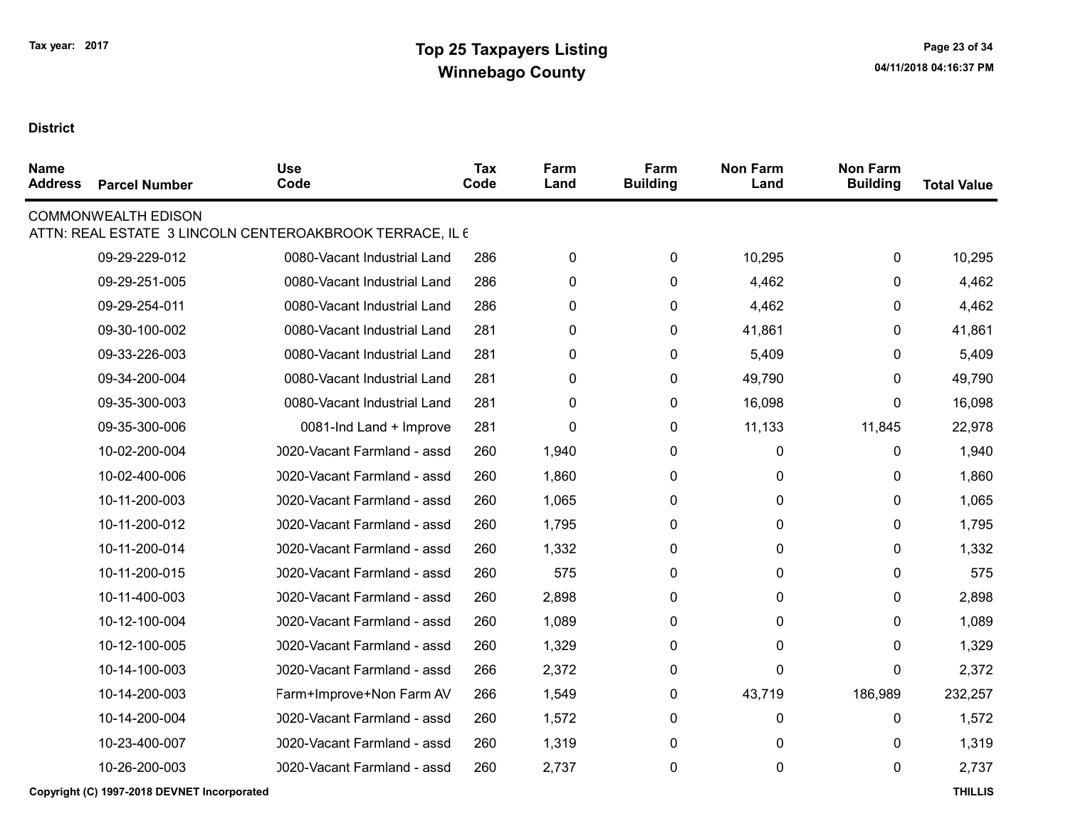# Top 25 Taxpayers Listing
## Winnebago County

Tax year: 2017

**District**

| Name Address | Parcel Number | Use Code | Tax Code | Farm Land | Farm Building | Non Farm Land | Non Farm Building | Total Value |
|---|---|---|---|---|---|---|---|---|
| COMMONWEALTH EDISON | | | | | | | | |
| ATTN: REAL ESTATE 3 LINCOLN CENTEROAKBROOK TERRACE, IL 6 | | | | | | | | |
| | 09-29-229-012 | 0080-Vacant Industrial Land | 286 | 0 | 0 | 10,295 | 0 | 10,295 |
| | 09-29-251-005 | 0080-Vacant Industrial Land | 286 | 0 | 0 | 4,462 | 0 | 4,462 |
| | 09-29-254-011 | 0080-Vacant Industrial Land | 286 | 0 | 0 | 4,462 | 0 | 4,462 |
| | 09-30-100-002 | 0080-Vacant Industrial Land | 281 | 0 | 0 | 41,861 | 0 | 41,861 |
| | 09-33-226-003 | 0080-Vacant Industrial Land | 281 | 0 | 0 | 5,409 | 0 | 5,409 |
| | 09-34-200-004 | 0080-Vacant Industrial Land | 281 | 0 | 0 | 49,790 | 0 | 49,790 |
| | 09-35-300-003 | 0080-Vacant Industrial Land | 281 | 0 | 0 | 16,098 | 0 | 16,098 |
| | 09-35-300-006 | 0081-Ind Land + Improve | 281 | 0 | 0 | 11,133 | 11,845 | 22,978 |
| | 10-02-200-004 | 0020-Vacant Farmland - assd | 260 | 1,940 | 0 | 0 | 0 | 1,940 |
| | 10-02-400-006 | 0020-Vacant Farmland - assd | 260 | 1,860 | 0 | 0 | 0 | 1,860 |
| | 10-11-200-003 | 0020-Vacant Farmland - assd | 260 | 1,065 | 0 | 0 | 0 | 1,065 |
| | 10-11-200-012 | 0020-Vacant Farmland - assd | 260 | 1,795 | 0 | 0 | 0 | 1,795 |
| | 10-11-200-014 | 0020-Vacant Farmland - assd | 260 | 1,332 | 0 | 0 | 0 | 1,332 |
| | 10-11-200-015 | 0020-Vacant Farmland - assd | 260 | 575 | 0 | 0 | 0 | 575 |
| | 10-11-400-003 | 0020-Vacant Farmland - assd | 260 | 2,898 | 0 | 0 | 0 | 2,898 |
| | 10-12-100-004 | 0020-Vacant Farmland - assd | 260 | 1,089 | 0 | 0 | 0 | 1,089 |
| | 10-12-100-005 | 0020-Vacant Farmland - assd | 260 | 1,329 | 0 | 0 | 0 | 1,329 |
| | 10-14-100-003 | 0020-Vacant Farmland - assd | 266 | 2,372 | 0 | 0 | 0 | 2,372 |
| | 10-14-200-003 | Farm+Improve+Non Farm AV | 266 | 1,549 | 0 | 43,719 | 186,989 | 232,257 |
| | 10-14-200-004 | 0020-Vacant Farmland - assd | 260 | 1,572 | 0 | 0 | 0 | 1,572 |
| | 10-23-400-007 | 0020-Vacant Farmland - assd | 260 | 1,319 | 0 | 0 | 0 | 1,319 |
| | 10-26-200-003 | 0020-Vacant Farmland - assd | 260 | 2,737 | 0 | 0 | 0 | 2,737 |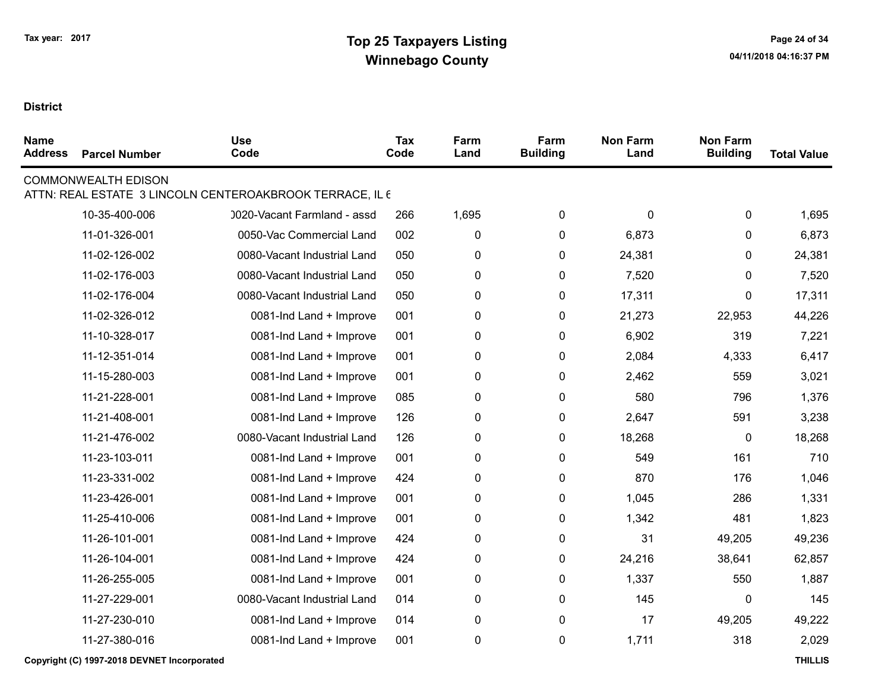Tax year: 2017

# Top 25 Taxpayers Listing
## Winnebago County

**District**

| Name Address | Parcel Number | Use Code | Tax Code | Farm Land | Farm Building | Non Farm Land | Non Farm Building | Total Value |
|---|---|---|---|---|---|---|---|---|
| COMMONWEALTH EDISON | | | | | | | | |
| ATTN: REAL ESTATE 3 LINCOLN CENTEROAKBROOK TERRACE, IL 6 | | | | | | | | |
| | 10-35-400-006 | 0020-Vacant Farmland - assd | 266 | 1,695 | 0 | 0 | 0 | 1,695 |
| | 11-01-326-001 | 0050-Vac Commercial Land | 002 | 0 | 0 | 6,873 | 0 | 6,873 |
| | 11-02-126-002 | 0080-Vacant Industrial Land | 050 | 0 | 0 | 24,381 | 0 | 24,381 |
| | 11-02-176-003 | 0080-Vacant Industrial Land | 050 | 0 | 0 | 7,520 | 0 | 7,520 |
| | 11-02-176-004 | 0080-Vacant Industrial Land | 050 | 0 | 0 | 17,311 | 0 | 17,311 |
| | 11-02-326-012 | 0081-Ind Land + Improve | 001 | 0 | 0 | 21,273 | 22,953 | 44,226 |
| | 11-10-328-017 | 0081-Ind Land + Improve | 001 | 0 | 0 | 6,902 | 319 | 7,221 |
| | 11-12-351-014 | 0081-Ind Land + Improve | 001 | 0 | 0 | 2,084 | 4,333 | 6,417 |
| | 11-15-280-003 | 0081-Ind Land + Improve | 001 | 0 | 0 | 2,462 | 559 | 3,021 |
| | 11-21-228-001 | 0081-Ind Land + Improve | 085 | 0 | 0 | 580 | 796 | 1,376 |
| | 11-21-408-001 | 0081-Ind Land + Improve | 126 | 0 | 0 | 2,647 | 591 | 3,238 |
| | 11-21-476-002 | 0080-Vacant Industrial Land | 126 | 0 | 0 | 18,268 | 0 | 18,268 |
| | 11-23-103-011 | 0081-Ind Land + Improve | 001 | 0 | 0 | 549 | 161 | 710 |
| | 11-23-331-002 | 0081-Ind Land + Improve | 424 | 0 | 0 | 870 | 176 | 1,046 |
| | 11-23-426-001 | 0081-Ind Land + Improve | 001 | 0 | 0 | 1,045 | 286 | 1,331 |
| | 11-25-410-006 | 0081-Ind Land + Improve | 001 | 0 | 0 | 1,342 | 481 | 1,823 |
| | 11-26-101-001 | 0081-Ind Land + Improve | 424 | 0 | 0 | 31 | 49,205 | 49,236 |
| | 11-26-104-001 | 0081-Ind Land + Improve | 424 | 0 | 0 | 24,216 | 38,641 | 62,857 |
| | 11-26-255-005 | 0081-Ind Land + Improve | 001 | 0 | 0 | 1,337 | 550 | 1,887 |
| | 11-27-229-001 | 0080-Vacant Industrial Land | 014 | 0 | 0 | 145 | 0 | 145 |
| | 11-27-230-010 | 0081-Ind Land + Improve | 014 | 0 | 0 | 17 | 49,205 | 49,222 |
| | 11-27-380-016 | 0081-Ind Land + Improve | 001 | 0 | 0 | 1,711 | 318 | 2,029 |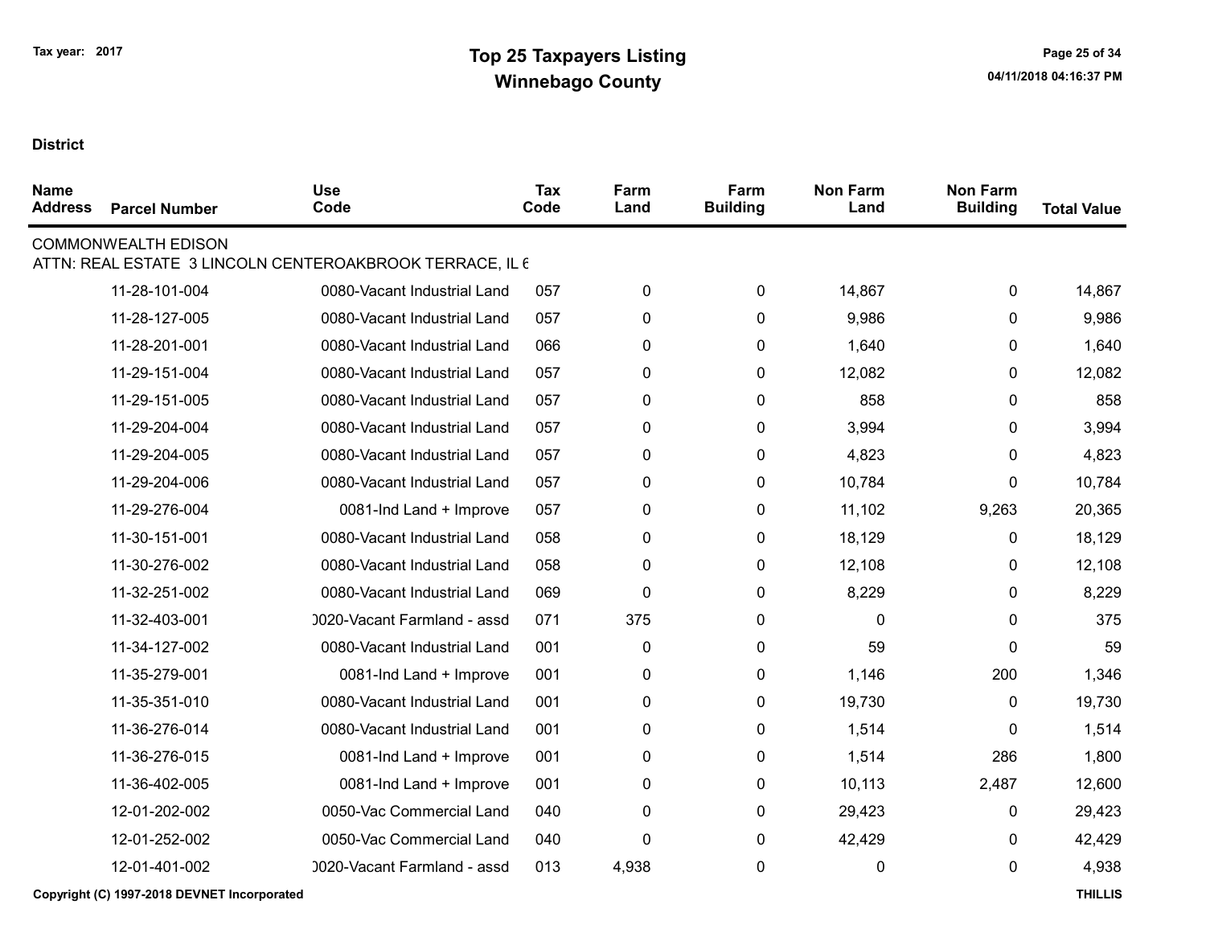Tax year: 2017

# Top 25 Taxpayers Listing
## Winnebago County

04/11/2018 04:16:37 PM

**District**

| Name Address | Parcel Number | Use Code | Tax Code | Farm Land | Farm Building | Non Farm Land | Non Farm Building | Total Value |
|---|---|---|---|---|---|---|---|---|
| COMMONWEALTH EDISON | | | | | | | | |
| ATTN: REAL ESTATE 3 LINCOLN CENTEROAKBROOK TERRACE, IL 6 | | | | | | | | |
| | 11-28-101-004 | 0080-Vacant Industrial Land | 057 | 0 | 0 | 14,867 | 0 | 14,867 |
| | 11-28-127-005 | 0080-Vacant Industrial Land | 057 | 0 | 0 | 9,986 | 0 | 9,986 |
| | 11-28-201-001 | 0080-Vacant Industrial Land | 066 | 0 | 0 | 1,640 | 0 | 1,640 |
| | 11-29-151-004 | 0080-Vacant Industrial Land | 057 | 0 | 0 | 12,082 | 0 | 12,082 |
| | 11-29-151-005 | 0080-Vacant Industrial Land | 057 | 0 | 0 | 858 | 0 | 858 |
| | 11-29-204-004 | 0080-Vacant Industrial Land | 057 | 0 | 0 | 3,994 | 0 | 3,994 |
| | 11-29-204-005 | 0080-Vacant Industrial Land | 057 | 0 | 0 | 4,823 | 0 | 4,823 |
| | 11-29-204-006 | 0080-Vacant Industrial Land | 057 | 0 | 0 | 10,784 | 0 | 10,784 |
| | 11-29-276-004 | 0081-Ind Land + Improve | 057 | 0 | 0 | 11,102 | 9,263 | 20,365 |
| | 11-30-151-001 | 0080-Vacant Industrial Land | 058 | 0 | 0 | 18,129 | 0 | 18,129 |
| | 11-30-276-002 | 0080-Vacant Industrial Land | 058 | 0 | 0 | 12,108 | 0 | 12,108 |
| | 11-32-251-002 | 0080-Vacant Industrial Land | 069 | 0 | 0 | 8,229 | 0 | 8,229 |
| | 11-32-403-001 | 0020-Vacant Farmland - assd | 071 | 375 | 0 | 0 | 0 | 375 |
| | 11-34-127-002 | 0080-Vacant Industrial Land | 001 | 0 | 0 | 59 | 0 | 59 |
| | 11-35-279-001 | 0081-Ind Land + Improve | 001 | 0 | 0 | 1,146 | 200 | 1,346 |
| | 11-35-351-010 | 0080-Vacant Industrial Land | 001 | 0 | 0 | 19,730 | 0 | 19,730 |
| | 11-36-276-014 | 0080-Vacant Industrial Land | 001 | 0 | 0 | 1,514 | 0 | 1,514 |
| | 11-36-276-015 | 0081-Ind Land + Improve | 001 | 0 | 0 | 1,514 | 286 | 1,800 |
| | 11-36-402-005 | 0081-Ind Land + Improve | 001 | 0 | 0 | 10,113 | 2,487 | 12,600 |
| | 12-01-202-002 | 0050-Vac Commercial Land | 040 | 0 | 0 | 29,423 | 0 | 29,423 |
| | 12-01-252-002 | 0050-Vac Commercial Land | 040 | 0 | 0 | 42,429 | 0 | 42,429 |
| | 12-01-401-002 | 0020-Vacant Farmland - assd | 013 | 4,938 | 0 | 0 | 0 | 4,938 |

Copyright (C) 1997-2018 DEVNET Incorporated

THILLIS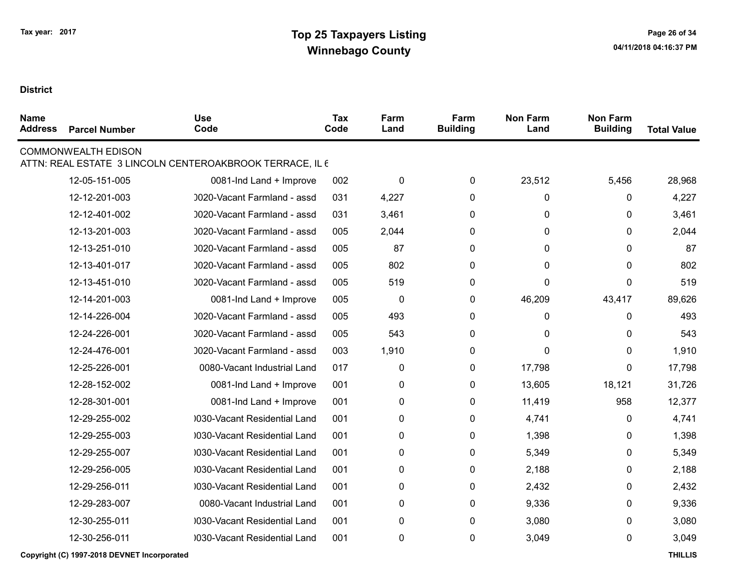Tax year: 2017

# Top 25 Taxpayers Listing
## Winnebago County

**District**

| Name Address | Parcel Number | Use Code | Tax Code | Farm Land | Farm Building | Non Farm Land | Non Farm Building | Total Value |
|---|---|---|---|---|---|---|---|---|
| COMMONWEALTH EDISON | | | | | | | | |
| ATTN: REAL ESTATE 3 LINCOLN CENTEROAKBROOK TERRACE, IL 6 | | | | | | | | |
| | 12-05-151-005 | 0081-Ind Land + Improve | 002 | 0 | 0 | 23,512 | 5,456 | 28,968 |
| | 12-12-201-003 | )020-Vacant Farmland - assd | 031 | 4,227 | 0 | 0 | 0 | 4,227 |
| | 12-12-401-002 | )020-Vacant Farmland - assd | 031 | 3,461 | 0 | 0 | 0 | 3,461 |
| | 12-13-201-003 | )020-Vacant Farmland - assd | 005 | 2,044 | 0 | 0 | 0 | 2,044 |
| | 12-13-251-010 | )020-Vacant Farmland - assd | 005 | 87 | 0 | 0 | 0 | 87 |
| | 12-13-401-017 | )020-Vacant Farmland - assd | 005 | 802 | 0 | 0 | 0 | 802 |
| | 12-13-451-010 | )020-Vacant Farmland - assd | 005 | 519 | 0 | 0 | 0 | 519 |
| | 12-14-201-003 | 0081-Ind Land + Improve | 005 | 0 | 0 | 46,209 | 43,417 | 89,626 |
| | 12-14-226-004 | )020-Vacant Farmland - assd | 005 | 493 | 0 | 0 | 0 | 493 |
| | 12-24-226-001 | )020-Vacant Farmland - assd | 005 | 543 | 0 | 0 | 0 | 543 |
| | 12-24-476-001 | )020-Vacant Farmland - assd | 003 | 1,910 | 0 | 0 | 0 | 1,910 |
| | 12-25-226-001 | 0080-Vacant Industrial Land | 017 | 0 | 0 | 17,798 | 0 | 17,798 |
| | 12-28-152-002 | 0081-Ind Land + Improve | 001 | 0 | 0 | 13,605 | 18,121 | 31,726 |
| | 12-28-301-001 | 0081-Ind Land + Improve | 001 | 0 | 0 | 11,419 | 958 | 12,377 |
| | 12-29-255-002 | )030-Vacant Residential Land | 001 | 0 | 0 | 4,741 | 0 | 4,741 |
| | 12-29-255-003 | )030-Vacant Residential Land | 001 | 0 | 0 | 1,398 | 0 | 1,398 |
| | 12-29-255-007 | )030-Vacant Residential Land | 001 | 0 | 0 | 5,349 | 0 | 5,349 |
| | 12-29-256-005 | )030-Vacant Residential Land | 001 | 0 | 0 | 2,188 | 0 | 2,188 |
| | 12-29-256-011 | )030-Vacant Residential Land | 001 | 0 | 0 | 2,432 | 0 | 2,432 |
| | 12-29-283-007 | 0080-Vacant Industrial Land | 001 | 0 | 0 | 9,336 | 0 | 9,336 |
| | 12-30-255-011 | )030-Vacant Residential Land | 001 | 0 | 0 | 3,080 | 0 | 3,080 |
| | 12-30-256-011 | )030-Vacant Residential Land | 001 | 0 | 0 | 3,049 | 0 | 3,049 |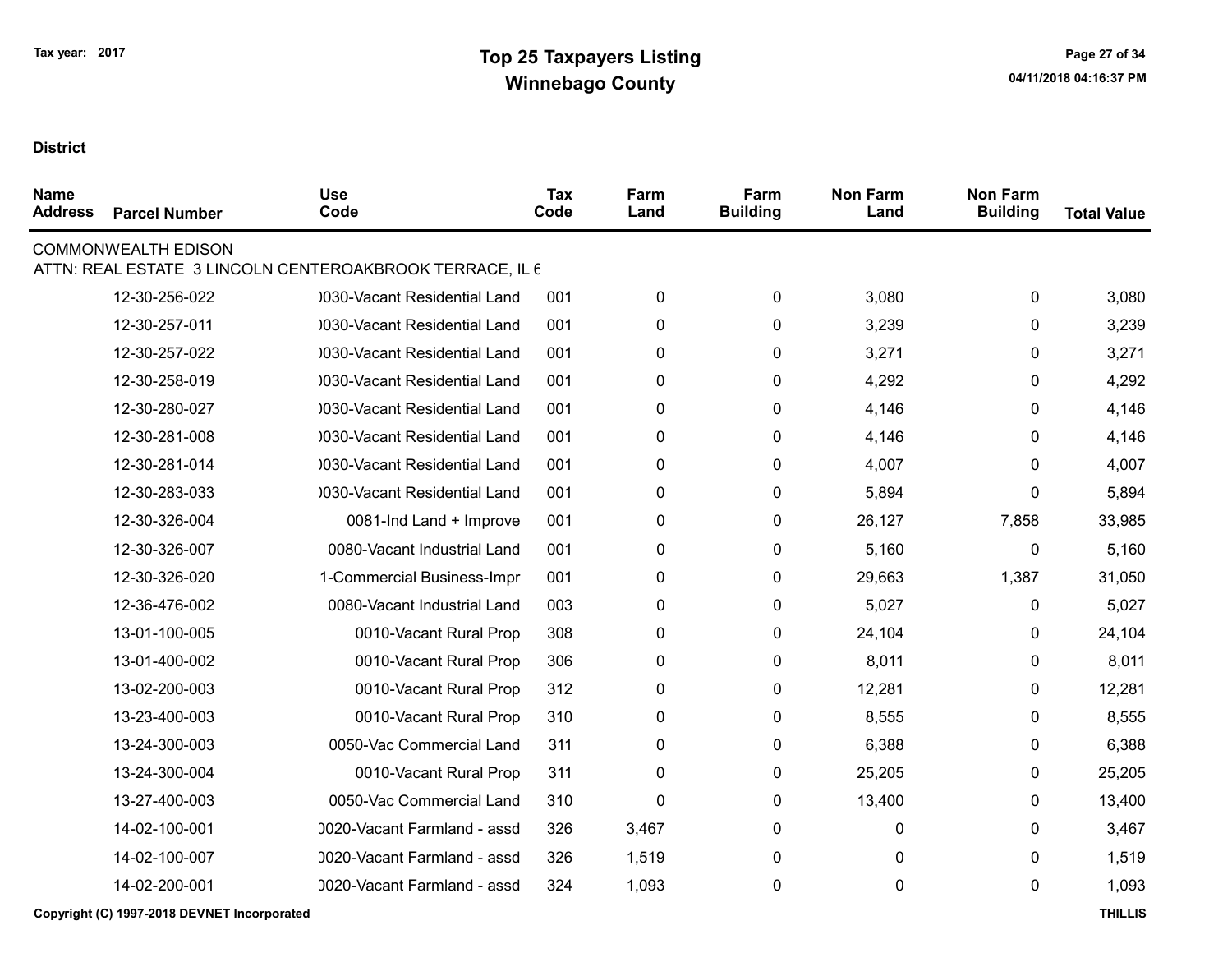Tax year: 2017

# Top 25 Taxpayers Listing
## Winnebago County

04/11/2018 04:16:37 PM

**District**

| Name Address | Parcel Number | Use Code | Tax Code | Farm Land | Farm Building | Non Farm Land | Non Farm Building | Total Value |
|---|---|---|---|---|---|---|---|---|
| COMMONWEALTH EDISON | | | | | | | | |
| ATTN: REAL ESTATE 3 LINCOLN CENTEROAKBROOK TERRACE, IL 6 | | | | | | | | |
| | 12-30-256-022 | )030-Vacant Residential Land | 001 | 0 | 0 | 3,080 | 0 | 3,080 |
| | 12-30-257-011 | )030-Vacant Residential Land | 001 | 0 | 0 | 3,239 | 0 | 3,239 |
| | 12-30-257-022 | )030-Vacant Residential Land | 001 | 0 | 0 | 3,271 | 0 | 3,271 |
| | 12-30-258-019 | )030-Vacant Residential Land | 001 | 0 | 0 | 4,292 | 0 | 4,292 |
| | 12-30-280-027 | )030-Vacant Residential Land | 001 | 0 | 0 | 4,146 | 0 | 4,146 |
| | 12-30-281-008 | )030-Vacant Residential Land | 001 | 0 | 0 | 4,146 | 0 | 4,146 |
| | 12-30-281-014 | )030-Vacant Residential Land | 001 | 0 | 0 | 4,007 | 0 | 4,007 |
| | 12-30-283-033 | )030-Vacant Residential Land | 001 | 0 | 0 | 5,894 | 0 | 5,894 |
| | 12-30-326-004 | 0081-Ind Land + Improve | 001 | 0 | 0 | 26,127 | 7,858 | 33,985 |
| | 12-30-326-007 | 0080-Vacant Industrial Land | 001 | 0 | 0 | 5,160 | 0 | 5,160 |
| | 12-30-326-020 | 1-Commercial Business-Impr | 001 | 0 | 0 | 29,663 | 1,387 | 31,050 |
| | 12-36-476-002 | 0080-Vacant Industrial Land | 003 | 0 | 0 | 5,027 | 0 | 5,027 |
| | 13-01-100-005 | 0010-Vacant Rural Prop | 308 | 0 | 0 | 24,104 | 0 | 24,104 |
| | 13-01-400-002 | 0010-Vacant Rural Prop | 306 | 0 | 0 | 8,011 | 0 | 8,011 |
| | 13-02-200-003 | 0010-Vacant Rural Prop | 312 | 0 | 0 | 12,281 | 0 | 12,281 |
| | 13-23-400-003 | 0010-Vacant Rural Prop | 310 | 0 | 0 | 8,555 | 0 | 8,555 |
| | 13-24-300-003 | 0050-Vac Commercial Land | 311 | 0 | 0 | 6,388 | 0 | 6,388 |
| | 13-24-300-004 | 0010-Vacant Rural Prop | 311 | 0 | 0 | 25,205 | 0 | 25,205 |
| | 13-27-400-003 | 0050-Vac Commercial Land | 310 | 0 | 0 | 13,400 | 0 | 13,400 |
| | 14-02-100-001 | )020-Vacant Farmland - assd | 326 | 3,467 | 0 | 0 | 0 | 3,467 |
| | 14-02-100-007 | )020-Vacant Farmland - assd | 326 | 1,519 | 0 | 0 | 0 | 1,519 |
| | 14-02-200-001 | )020-Vacant Farmland - assd | 324 | 1,093 | 0 | 0 | 0 | 1,093 |

Copyright (C) 1997-2018 DEVNET Incorporated — THILLIS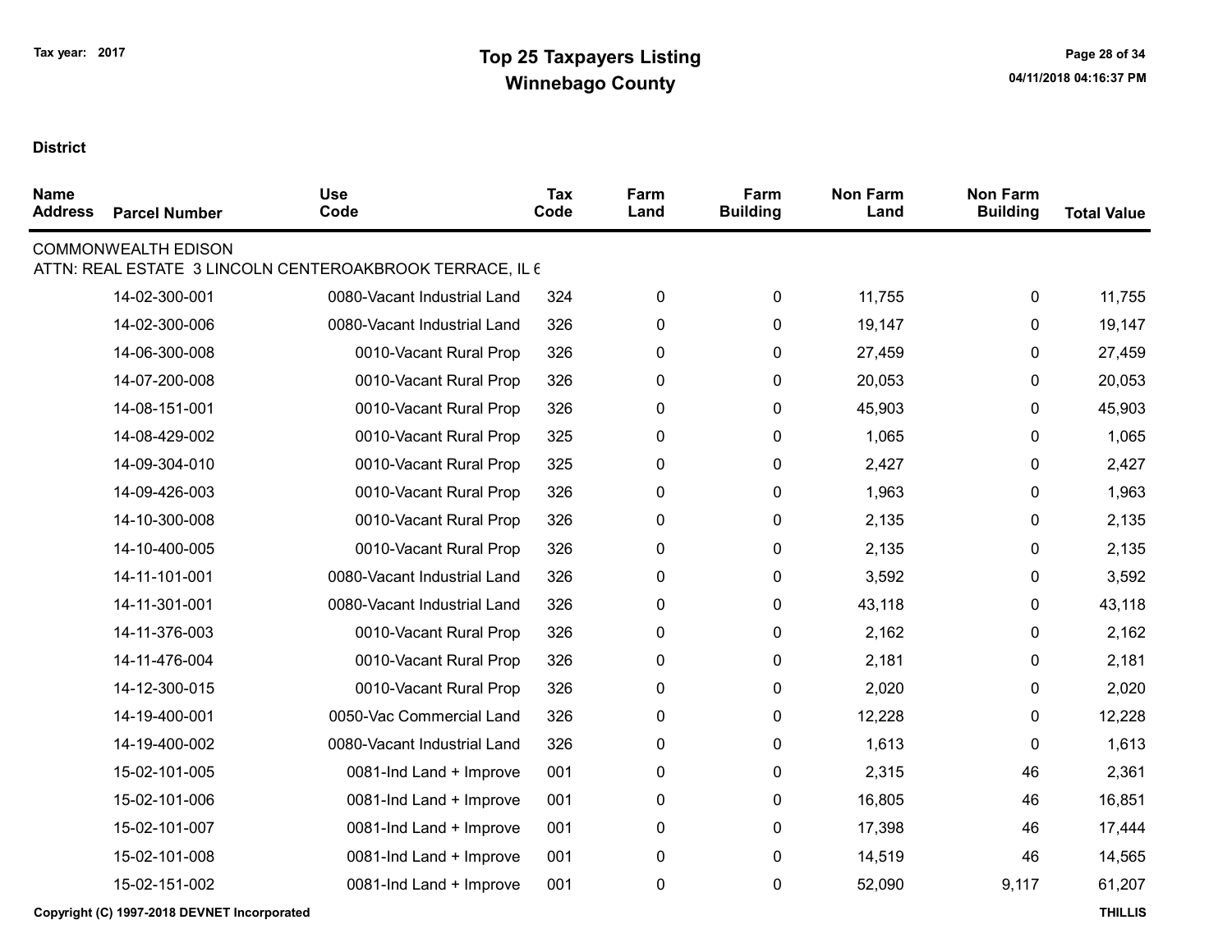Tax year: 2017

# Top 25 Taxpayers Listing
## Winnebago County

04/11/2018 04:16:37 PM

**District**

| Name Address | Parcel Number | Use Code | Tax Code | Farm Land | Farm Building | Non Farm Land | Non Farm Building | Total Value |
|---|---|---|---|---|---|---|---|---|
| COMMONWEALTH EDISON | | | | | | | | |
| ATTN: REAL ESTATE 3 LINCOLN CENTEROAKBROOK TERRACE, IL 6 | | | | | | | | |
| | 14-02-300-001 | 0080-Vacant Industrial Land | 324 | 0 | 0 | 11,755 | 0 | 11,755 |
| | 14-02-300-006 | 0080-Vacant Industrial Land | 326 | 0 | 0 | 19,147 | 0 | 19,147 |
| | 14-06-300-008 | 0010-Vacant Rural Prop | 326 | 0 | 0 | 27,459 | 0 | 27,459 |
| | 14-07-200-008 | 0010-Vacant Rural Prop | 326 | 0 | 0 | 20,053 | 0 | 20,053 |
| | 14-08-151-001 | 0010-Vacant Rural Prop | 326 | 0 | 0 | 45,903 | 0 | 45,903 |
| | 14-08-429-002 | 0010-Vacant Rural Prop | 325 | 0 | 0 | 1,065 | 0 | 1,065 |
| | 14-09-304-010 | 0010-Vacant Rural Prop | 325 | 0 | 0 | 2,427 | 0 | 2,427 |
| | 14-09-426-003 | 0010-Vacant Rural Prop | 326 | 0 | 0 | 1,963 | 0 | 1,963 |
| | 14-10-300-008 | 0010-Vacant Rural Prop | 326 | 0 | 0 | 2,135 | 0 | 2,135 |
| | 14-10-400-005 | 0010-Vacant Rural Prop | 326 | 0 | 0 | 2,135 | 0 | 2,135 |
| | 14-11-101-001 | 0080-Vacant Industrial Land | 326 | 0 | 0 | 3,592 | 0 | 3,592 |
| | 14-11-301-001 | 0080-Vacant Industrial Land | 326 | 0 | 0 | 43,118 | 0 | 43,118 |
| | 14-11-376-003 | 0010-Vacant Rural Prop | 326 | 0 | 0 | 2,162 | 0 | 2,162 |
| | 14-11-476-004 | 0010-Vacant Rural Prop | 326 | 0 | 0 | 2,181 | 0 | 2,181 |
| | 14-12-300-015 | 0010-Vacant Rural Prop | 326 | 0 | 0 | 2,020 | 0 | 2,020 |
| | 14-19-400-001 | 0050-Vac Commercial Land | 326 | 0 | 0 | 12,228 | 0 | 12,228 |
| | 14-19-400-002 | 0080-Vacant Industrial Land | 326 | 0 | 0 | 1,613 | 0 | 1,613 |
| | 15-02-101-005 | 0081-Ind Land + Improve | 001 | 0 | 0 | 2,315 | 46 | 2,361 |
| | 15-02-101-006 | 0081-Ind Land + Improve | 001 | 0 | 0 | 16,805 | 46 | 16,851 |
| | 15-02-101-007 | 0081-Ind Land + Improve | 001 | 0 | 0 | 17,398 | 46 | 17,444 |
| | 15-02-101-008 | 0081-Ind Land + Improve | 001 | 0 | 0 | 14,519 | 46 | 14,565 |
| | 15-02-151-002 | 0081-Ind Land + Improve | 001 | 0 | 0 | 52,090 | 9,117 | 61,207 |

Copyright (C) 1997-2018 DEVNET Incorporated

THILLIS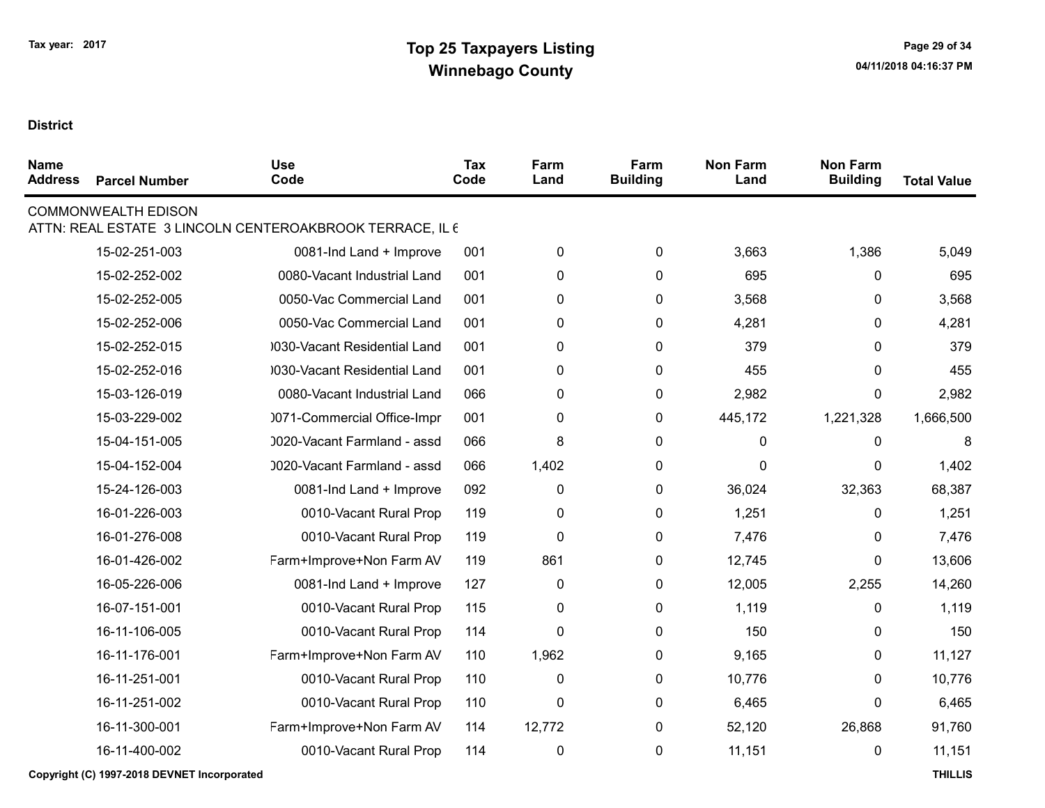**Tax year: 2017**

# Top 25 Taxpayers Listing
## Winnebago County

**District**

| Name Address | Parcel Number | Use Code | Tax Code | Farm Land | Farm Building | Non Farm Land | Non Farm Building | Total Value |
|---|---|---|---|---|---|---|---|---|
| COMMONWEALTH EDISON | | | | | | | | |
| ATTN: REAL ESTATE 3 LINCOLN CENTEROAKBROOK TERRACE, IL 6 | | | | | | | | |
| | 15-02-251-003 | 0081-Ind Land + Improve | 001 | 0 | 0 | 3,663 | 1,386 | 5,049 |
| | 15-02-252-002 | 0080-Vacant Industrial Land | 001 | 0 | 0 | 695 | 0 | 695 |
| | 15-02-252-005 | 0050-Vac Commercial Land | 001 | 0 | 0 | 3,568 | 0 | 3,568 |
| | 15-02-252-006 | 0050-Vac Commercial Land | 001 | 0 | 0 | 4,281 | 0 | 4,281 |
| | 15-02-252-015 | )030-Vacant Residential Land | 001 | 0 | 0 | 379 | 0 | 379 |
| | 15-02-252-016 | )030-Vacant Residential Land | 001 | 0 | 0 | 455 | 0 | 455 |
| | 15-03-126-019 | 0080-Vacant Industrial Land | 066 | 0 | 0 | 2,982 | 0 | 2,982 |
| | 15-03-229-002 | )071-Commercial Office-Impr | 001 | 0 | 0 | 445,172 | 1,221,328 | 1,666,500 |
| | 15-04-151-005 | )020-Vacant Farmland - assd | 066 | 8 | 0 | 0 | 0 | 8 |
| | 15-04-152-004 | )020-Vacant Farmland - assd | 066 | 1,402 | 0 | 0 | 0 | 1,402 |
| | 15-24-126-003 | 0081-Ind Land + Improve | 092 | 0 | 0 | 36,024 | 32,363 | 68,387 |
| | 16-01-226-003 | 0010-Vacant Rural Prop | 119 | 0 | 0 | 1,251 | 0 | 1,251 |
| | 16-01-276-008 | 0010-Vacant Rural Prop | 119 | 0 | 0 | 7,476 | 0 | 7,476 |
| | 16-01-426-002 | Farm+Improve+Non Farm AV | 119 | 861 | 0 | 12,745 | 0 | 13,606 |
| | 16-05-226-006 | 0081-Ind Land + Improve | 127 | 0 | 0 | 12,005 | 2,255 | 14,260 |
| | 16-07-151-001 | 0010-Vacant Rural Prop | 115 | 0 | 0 | 1,119 | 0 | 1,119 |
| | 16-11-106-005 | 0010-Vacant Rural Prop | 114 | 0 | 0 | 150 | 0 | 150 |
| | 16-11-176-001 | Farm+Improve+Non Farm AV | 110 | 1,962 | 0 | 9,165 | 0 | 11,127 |
| | 16-11-251-001 | 0010-Vacant Rural Prop | 110 | 0 | 0 | 10,776 | 0 | 10,776 |
| | 16-11-251-002 | 0010-Vacant Rural Prop | 110 | 0 | 0 | 6,465 | 0 | 6,465 |
| | 16-11-300-001 | Farm+Improve+Non Farm AV | 114 | 12,772 | 0 | 52,120 | 26,868 | 91,760 |
| | 16-11-400-002 | 0010-Vacant Rural Prop | 114 | 0 | 0 | 11,151 | 0 | 11,151 |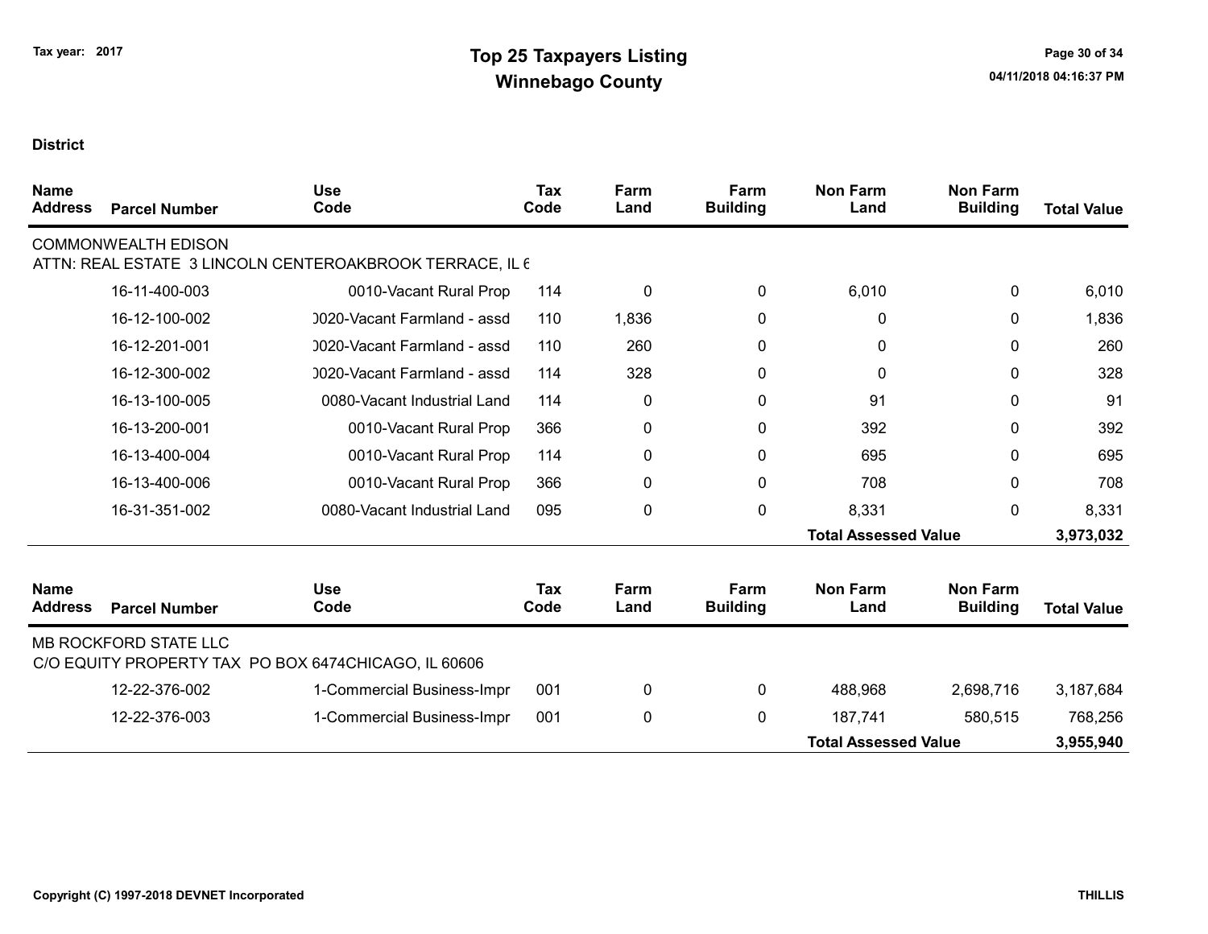**Tax year: 2017**

# Top 25 Taxpayers Listing
## Winnebago County

**District**

| Name Address | Parcel Number | Use Code | Tax Code | Farm Land | Farm Building | Non Farm Land | Non Farm Building | Total Value |
|---|---|---|---|---|---|---|---|---|
| COMMONWEALTH EDISON | | | | | | | | |
| ATTN: REAL ESTATE 3 LINCOLN CENTEROAKBROOK TERRACE, IL 6 | | | | | | | | |
| | 16-11-400-003 | 0010-Vacant Rural Prop | 114 | 0 | 0 | 6,010 | 0 | 6,010 |
| | 16-12-100-002 | 0020-Vacant Farmland - assd | 110 | 1,836 | 0 | 0 | 0 | 1,836 |
| | 16-12-201-001 | 0020-Vacant Farmland - assd | 110 | 260 | 0 | 0 | 0 | 260 |
| | 16-12-300-002 | 0020-Vacant Farmland - assd | 114 | 328 | 0 | 0 | 0 | 328 |
| | 16-13-100-005 | 0080-Vacant Industrial Land | 114 | 0 | 0 | 91 | 0 | 91 |
| | 16-13-200-001 | 0010-Vacant Rural Prop | 366 | 0 | 0 | 392 | 0 | 392 |
| | 16-13-400-004 | 0010-Vacant Rural Prop | 114 | 0 | 0 | 695 | 0 | 695 |
| | 16-13-400-006 | 0010-Vacant Rural Prop | 366 | 0 | 0 | 708 | 0 | 708 |
| | 16-31-351-002 | 0080-Vacant Industrial Land | 095 | 0 | 0 | 8,331 | 0 | 8,331 |
| | | | | | | **Total Assessed Value** | | **3,973,032** |

| Name Address | Parcel Number | Use Code | Tax Code | Farm Land | Farm Building | Non Farm Land | Non Farm Building | Total Value |
|---|---|---|---|---|---|---|---|---|
| MB ROCKFORD STATE LLC | | | | | | | | |
| C/O EQUITY PROPERTY TAX PO BOX 6474CHICAGO, IL 60606 | | | | | | | | |
| | 12-22-376-002 | 1-Commercial Business-Impr | 001 | 0 | 0 | 488,968 | 2,698,716 | 3,187,684 |
| | 12-22-376-003 | 1-Commercial Business-Impr | 001 | 0 | 0 | 187,741 | 580,515 | 768,256 |
| | | | | | | **Total Assessed Value** | | **3,955,940** |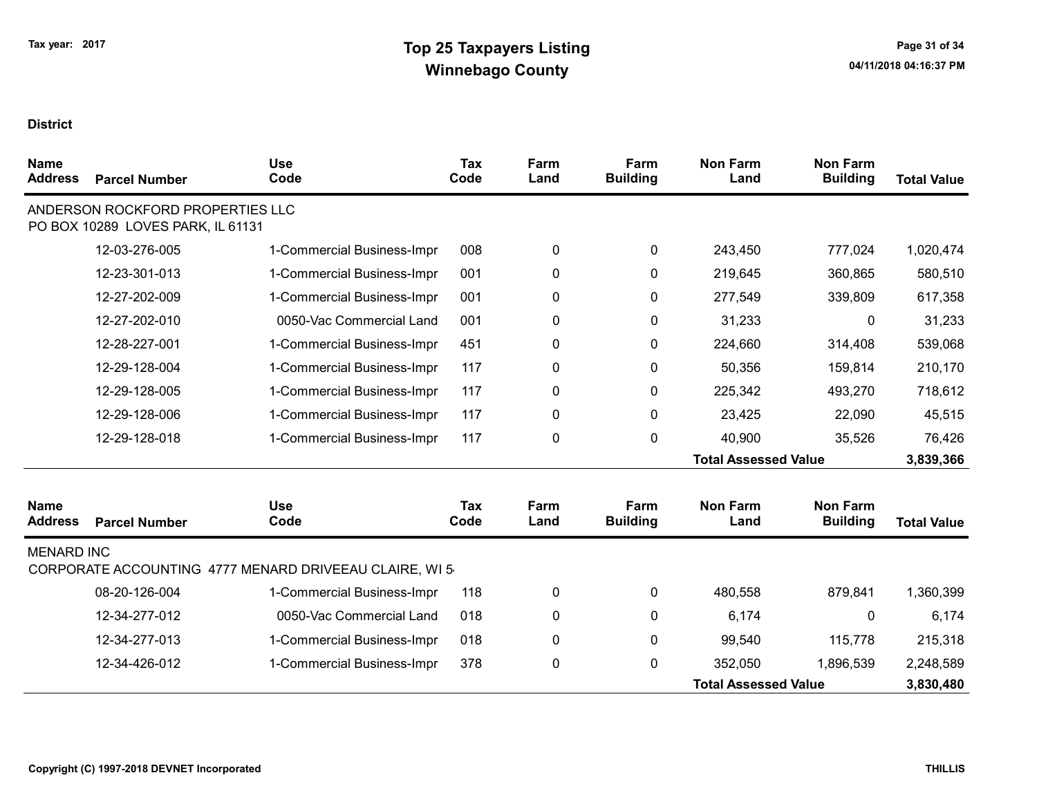Tax year: 2017

# Top 25 Taxpayers Listing
## Winnebago County

04/11/2018 04:16:37 PM

**District**

| Name / Address | Parcel Number | Use Code | Tax Code | Farm Land | Farm Building | Non Farm Land | Non Farm Building | Total Value |
|---|---|---|---|---|---|---|---|---|
| ANDERSON ROCKFORD PROPERTIES LLC<br>PO BOX 10289 LOVES PARK, IL 61131 | | | | | | | | |
| | 12-03-276-005 | 1-Commercial Business-Impr | 008 | 0 | 0 | 243,450 | 777,024 | 1,020,474 |
| | 12-23-301-013 | 1-Commercial Business-Impr | 001 | 0 | 0 | 219,645 | 360,865 | 580,510 |
| | 12-27-202-009 | 1-Commercial Business-Impr | 001 | 0 | 0 | 277,549 | 339,809 | 617,358 |
| | 12-27-202-010 | 0050-Vac Commercial Land | 001 | 0 | 0 | 31,233 | 0 | 31,233 |
| | 12-28-227-001 | 1-Commercial Business-Impr | 451 | 0 | 0 | 224,660 | 314,408 | 539,068 |
| | 12-29-128-004 | 1-Commercial Business-Impr | 117 | 0 | 0 | 50,356 | 159,814 | 210,170 |
| | 12-29-128-005 | 1-Commercial Business-Impr | 117 | 0 | 0 | 225,342 | 493,270 | 718,612 |
| | 12-29-128-006 | 1-Commercial Business-Impr | 117 | 0 | 0 | 23,425 | 22,090 | 45,515 |
| | 12-29-128-018 | 1-Commercial Business-Impr | 117 | 0 | 0 | 40,900 | 35,526 | 76,426 |
| | | | | | | **Total Assessed Value** | | **3,839,366** |

| Name / Address | Parcel Number | Use Code | Tax Code | Farm Land | Farm Building | Non Farm Land | Non Farm Building | Total Value |
|---|---|---|---|---|---|---|---|---|
| MENARD INC<br>CORPORATE ACCOUNTING 4777 MENARD DRIVEEAU CLAIRE, WI 5 | | | | | | | | |
| | 08-20-126-004 | 1-Commercial Business-Impr | 118 | 0 | 0 | 480,558 | 879,841 | 1,360,399 |
| | 12-34-277-012 | 0050-Vac Commercial Land | 018 | 0 | 0 | 6,174 | 0 | 6,174 |
| | 12-34-277-013 | 1-Commercial Business-Impr | 018 | 0 | 0 | 99,540 | 115,778 | 215,318 |
| | 12-34-426-012 | 1-Commercial Business-Impr | 378 | 0 | 0 | 352,050 | 1,896,539 | 2,248,589 |
| | | | | | | **Total Assessed Value** | | **3,830,480** |

Copyright (C) 1997-2018 DEVNET Incorporated

THILLIS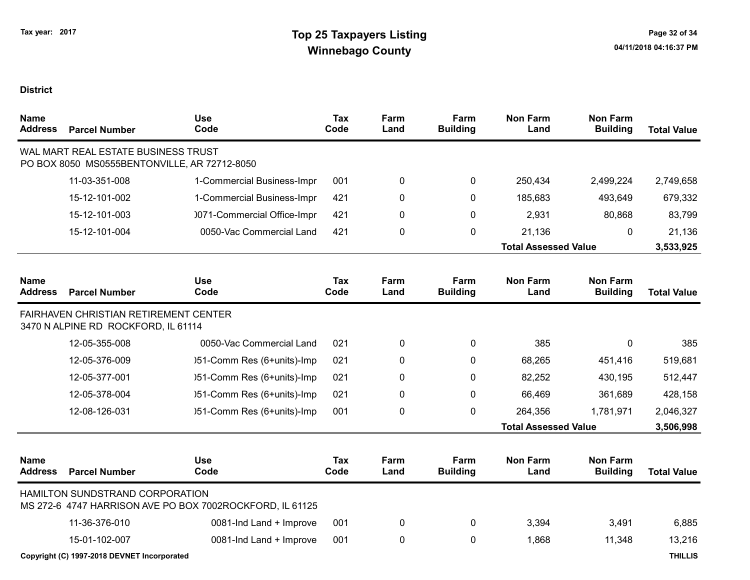# Top 25 Taxpayers Listing
## Winnebago County

Tax year: 2017

**District**

| Name / Address | Parcel Number | Use Code | Tax Code | Farm Land | Farm Building | Non Farm Land | Non Farm Building | Total Value |
|---|---|---|---|---|---|---|---|---|
| WAL MART REAL ESTATE BUSINESS TRUST<br>PO BOX 8050 MS0555BENTONVILLE, AR 72712-8050 | | | | | | | | |
| | 11-03-351-008 | 1-Commercial Business-Impr | 001 | 0 | 0 | 250,434 | 2,499,224 | 2,749,658 |
| | 15-12-101-002 | 1-Commercial Business-Impr | 421 | 0 | 0 | 185,683 | 493,649 | 679,332 |
| | 15-12-101-003 | )071-Commercial Office-Impr | 421 | 0 | 0 | 2,931 | 80,868 | 83,799 |
| | 15-12-101-004 | 0050-Vac Commercial Land | 421 | 0 | 0 | 21,136 | 0 | 21,136 |
| | | | | | | **Total Assessed Value** | | **3,533,925** |

| Name / Address | Parcel Number | Use Code | Tax Code | Farm Land | Farm Building | Non Farm Land | Non Farm Building | Total Value |
|---|---|---|---|---|---|---|---|---|
| FAIRHAVEN CHRISTIAN RETIREMENT CENTER<br>3470 N ALPINE RD ROCKFORD, IL 61114 | | | | | | | | |
| | 12-05-355-008 | 0050-Vac Commercial Land | 021 | 0 | 0 | 385 | 0 | 385 |
| | 12-05-376-009 | )51-Comm Res (6+units)-Imp | 021 | 0 | 0 | 68,265 | 451,416 | 519,681 |
| | 12-05-377-001 | )51-Comm Res (6+units)-Imp | 021 | 0 | 0 | 82,252 | 430,195 | 512,447 |
| | 12-05-378-004 | )51-Comm Res (6+units)-Imp | 021 | 0 | 0 | 66,469 | 361,689 | 428,158 |
| | 12-08-126-031 | )51-Comm Res (6+units)-Imp | 001 | 0 | 0 | 264,356 | 1,781,971 | 2,046,327 |
| | | | | | | **Total Assessed Value** | | **3,506,998** |

| Name / Address | Parcel Number | Use Code | Tax Code | Farm Land | Farm Building | Non Farm Land | Non Farm Building | Total Value |
|---|---|---|---|---|---|---|---|---|
| HAMILTON SUNDSTRAND CORPORATION<br>MS 272-6 4747 HARRISON AVE PO BOX 7002ROCKFORD, IL 61125 | | | | | | | | |
| | 11-36-376-010 | 0081-Ind Land + Improve | 001 | 0 | 0 | 3,394 | 3,491 | 6,885 |
| | 15-01-102-007 | 0081-Ind Land + Improve | 001 | 0 | 0 | 1,868 | 11,348 | 13,216 |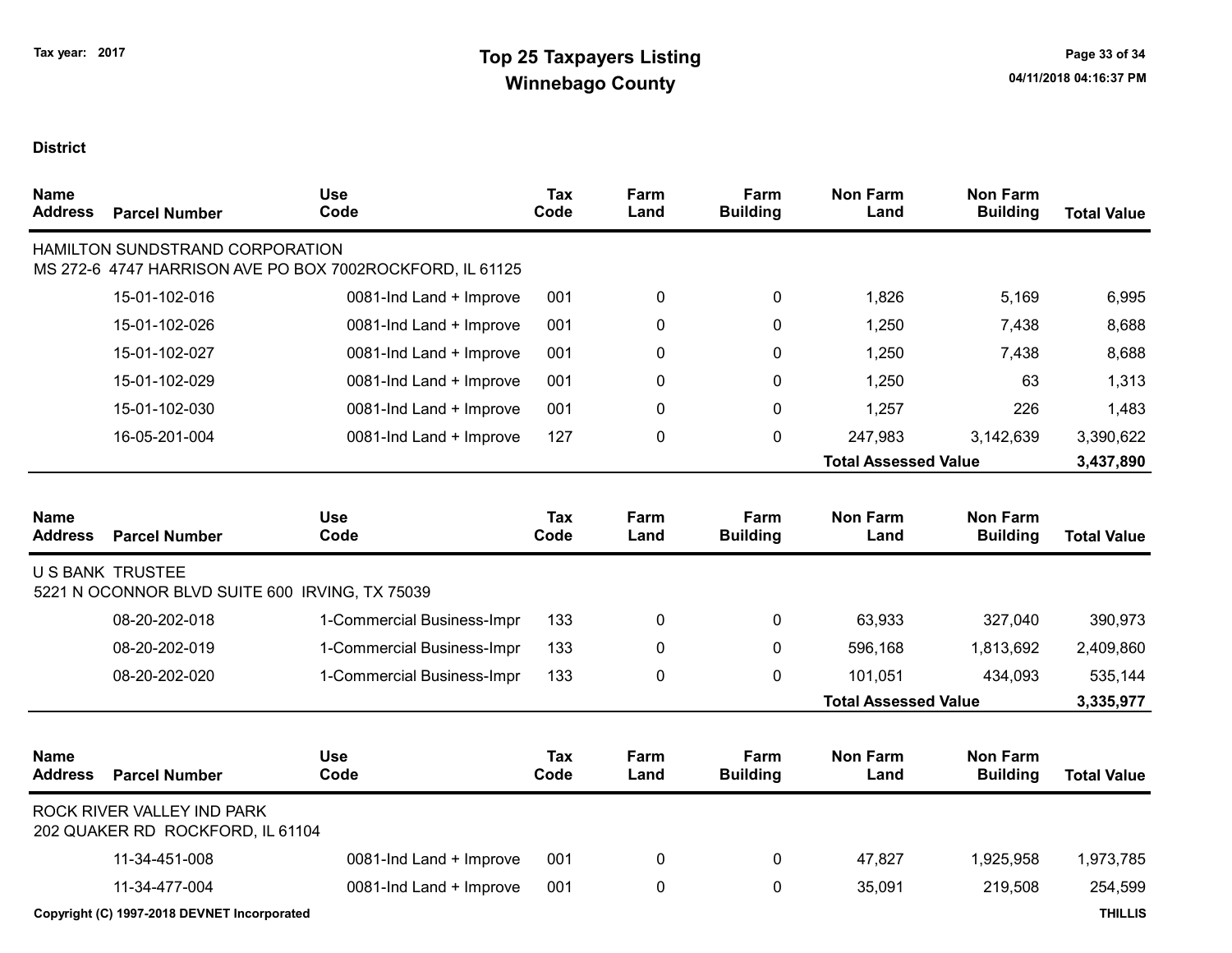Tax year: 2017

# Top 25 Taxpayers Listing
## Winnebago County

**District**

| Name Address | Parcel Number | Use Code | Tax Code | Farm Land | Farm Building | Non Farm Land | Non Farm Building | Total Value |
|---|---|---|---|---|---|---|---|---|
| HAMILTON SUNDSTRAND CORPORATION<br>MS 272-6 4747 HARRISON AVE PO BOX 7002ROCKFORD, IL 61125 | | | | | | | | |
| | 15-01-102-016 | 0081-Ind Land + Improve | 001 | 0 | 0 | 1,826 | 5,169 | 6,995 |
| | 15-01-102-026 | 0081-Ind Land + Improve | 001 | 0 | 0 | 1,250 | 7,438 | 8,688 |
| | 15-01-102-027 | 0081-Ind Land + Improve | 001 | 0 | 0 | 1,250 | 7,438 | 8,688 |
| | 15-01-102-029 | 0081-Ind Land + Improve | 001 | 0 | 0 | 1,250 | 63 | 1,313 |
| | 15-01-102-030 | 0081-Ind Land + Improve | 001 | 0 | 0 | 1,257 | 226 | 1,483 |
| | 16-05-201-004 | 0081-Ind Land + Improve | 127 | 0 | 0 | 247,983 | 3,142,639 | 3,390,622 |
| | | | | | | **Total Assessed Value** | | **3,437,890** |

| Name Address | Parcel Number | Use Code | Tax Code | Farm Land | Farm Building | Non Farm Land | Non Farm Building | Total Value |
|---|---|---|---|---|---|---|---|---|
| U S BANK TRUSTEE<br>5221 N OCONNOR BLVD SUITE 600 IRVING, TX 75039 | | | | | | | | |
| | 08-20-202-018 | 1-Commercial Business-Impr | 133 | 0 | 0 | 63,933 | 327,040 | 390,973 |
| | 08-20-202-019 | 1-Commercial Business-Impr | 133 | 0 | 0 | 596,168 | 1,813,692 | 2,409,860 |
| | 08-20-202-020 | 1-Commercial Business-Impr | 133 | 0 | 0 | 101,051 | 434,093 | 535,144 |
| | | | | | | **Total Assessed Value** | | **3,335,977** |

| Name Address | Parcel Number | Use Code | Tax Code | Farm Land | Farm Building | Non Farm Land | Non Farm Building | Total Value |
|---|---|---|---|---|---|---|---|---|
| ROCK RIVER VALLEY IND PARK<br>202 QUAKER RD ROCKFORD, IL 61104 | | | | | | | | |
| | 11-34-451-008 | 0081-Ind Land + Improve | 001 | 0 | 0 | 47,827 | 1,925,958 | 1,973,785 |
| | 11-34-477-004 | 0081-Ind Land + Improve | 001 | 0 | 0 | 35,091 | 219,508 | 254,599 |

Copyright (C) 1997-2018 DEVNET Incorporated THILLIS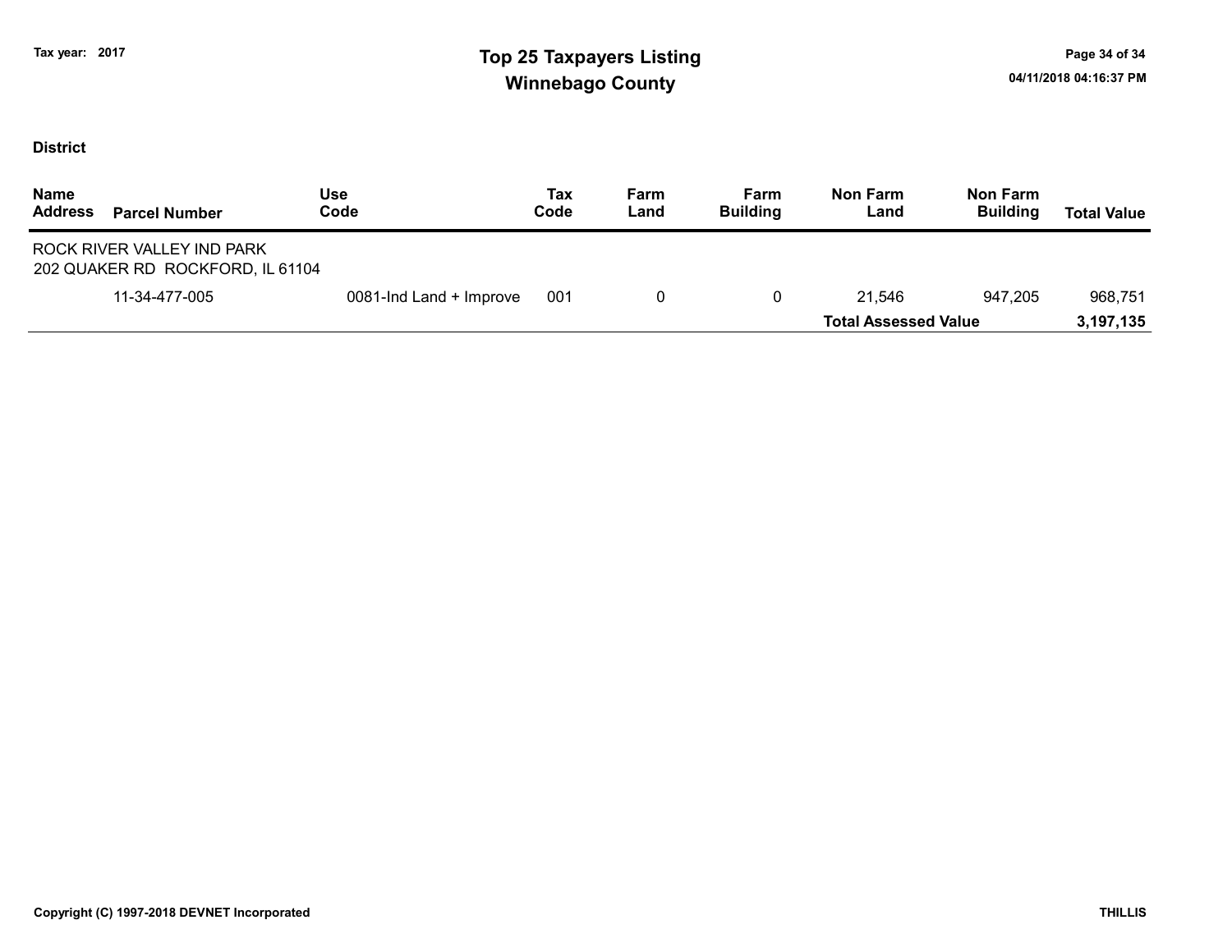**Tax year: 2017**

# Top 25 Taxpayers Listing
## Winnebago County

**District**

| Name Address | Parcel Number | Use Code | Tax Code | Farm Land | Farm Building | Non Farm Land | Non Farm Building | Total Value |
|---|---|---|---|---|---|---|---|---|
| ROCK RIVER VALLEY IND PARK<br>202 QUAKER RD ROCKFORD, IL 61104 | | | | | | | | |
| | 11-34-477-005 | 0081-Ind Land + Improve | 001 | 0 | 0 | 21,546 | 947,205 | 968,751 |
| | | | | | | **Total Assessed Value** | | **3,197,135** |

**Copyright (C) 1997-2018 DEVNET Incorporated**

**THILLIS**